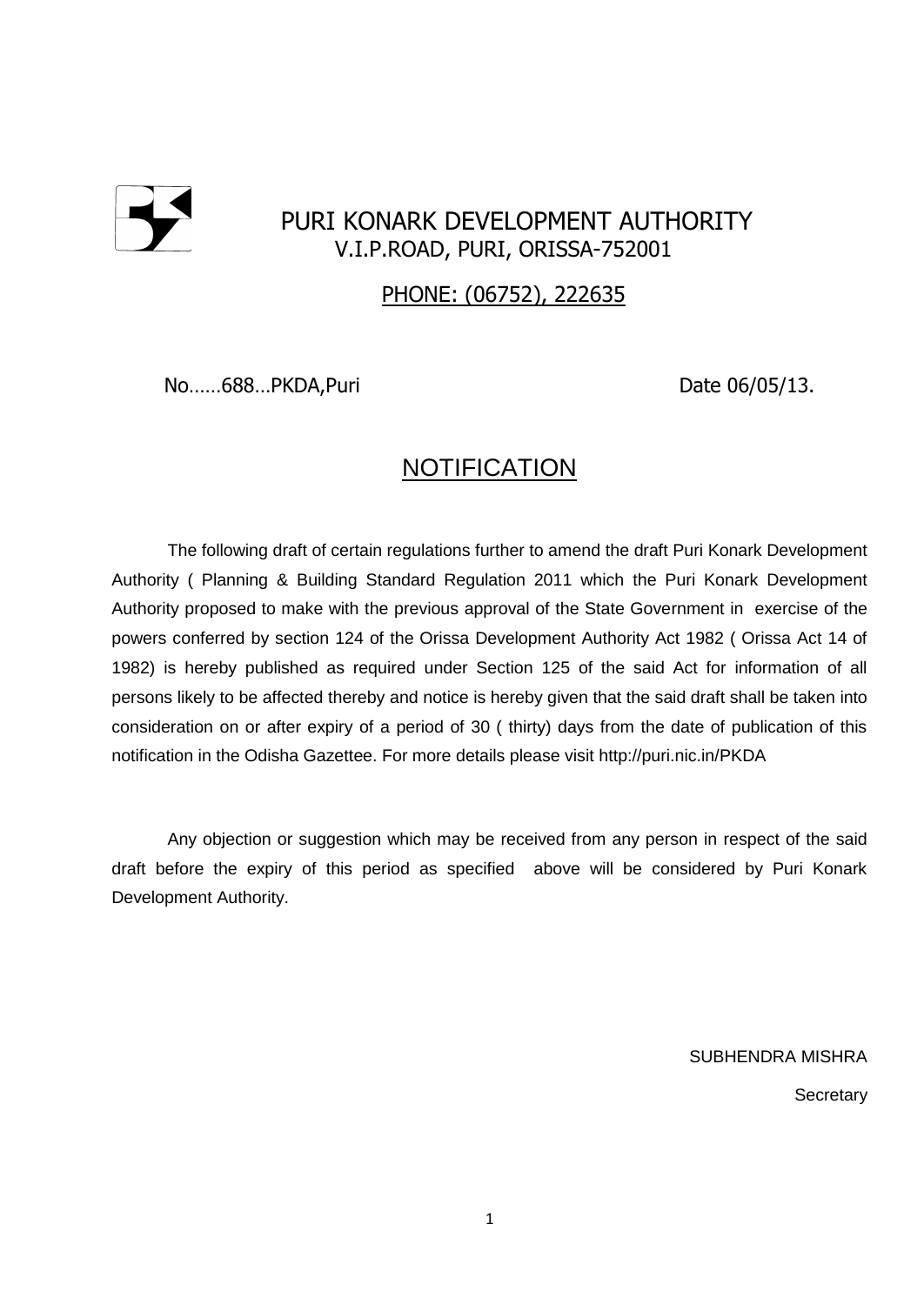# PURI KONARK DEVELOPMENT AUTHORITY

V.I.P.ROAD, PURI, ORISSA-752001

PHONE: (06752), 222635

No……688…PKDA,Puri                                                  Date 06/05/13.

## NOTIFICATION

The following draft of certain regulations further to amend the draft Puri Konark Development Authority ( Planning & Building Standard Regulation 2011 which the Puri Konark Development Authority proposed to make with the previous approval of the State Government in exercise of the powers conferred by section 124 of the Orissa Development Authority Act 1982 ( Orissa Act 14 of 1982) is hereby published as required under Section 125 of the said Act for information of all persons likely to be affected thereby and notice is hereby given that the said draft shall be taken into consideration on or after expiry of a period of 30 ( thirty) days from the date of publication of this notification in the Odisha Gazettee. For more details please visit http://puri.nic.in/PKDA

Any objection or suggestion which may be received from any person in respect of the said draft before the expiry of this period as specified above will be considered by Puri Konark Development Authority.

SUBHENDRA MISHRA

Secretary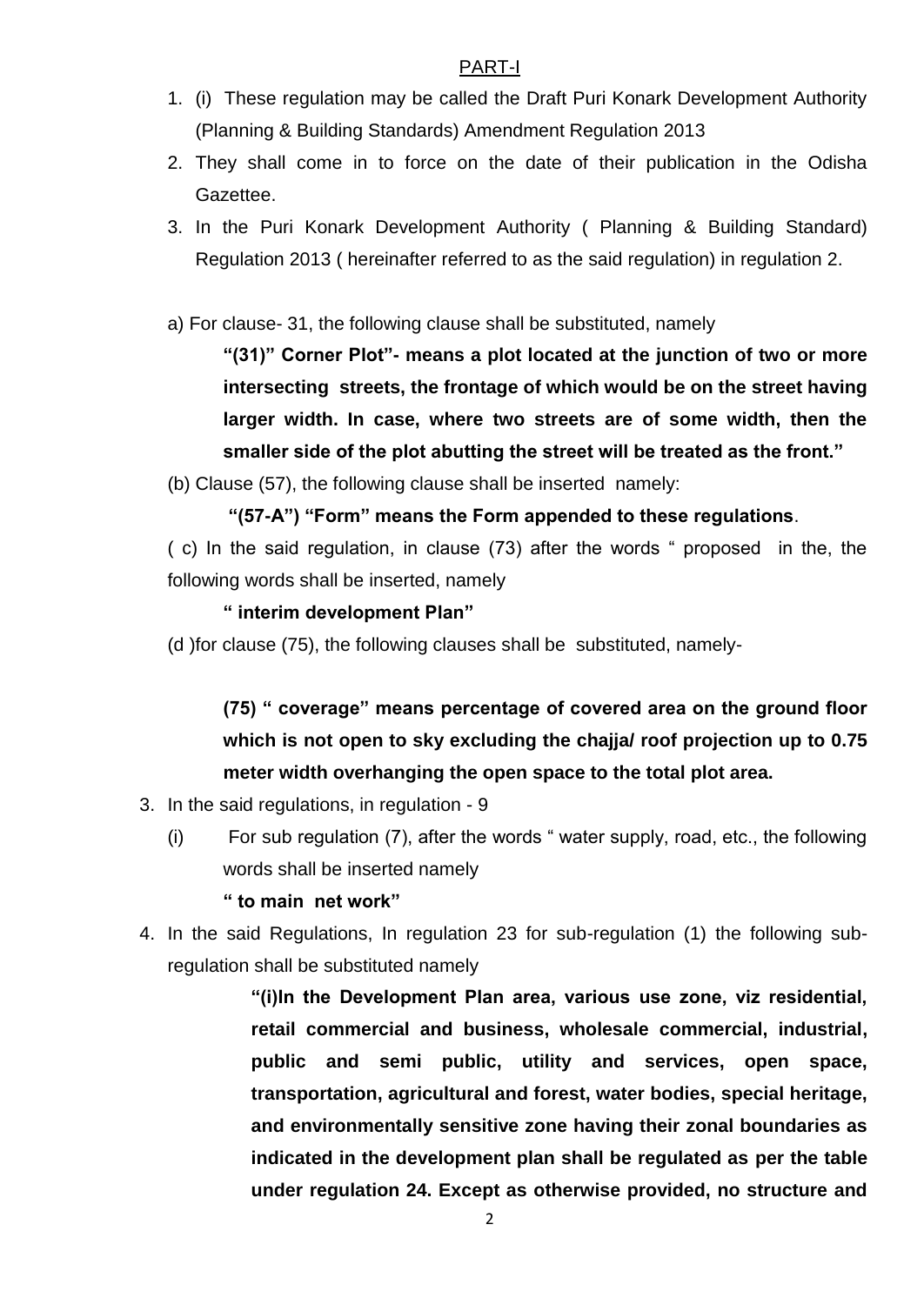PART-I

1. (i) These regulation may be called the Draft Puri Konark Development Authority (Planning & Building Standards) Amendment Regulation 2013
2. They shall come in to force on the date of their publication in the Odisha Gazettee.
3. In the Puri Konark Development Authority ( Planning & Building Standard) Regulation 2013 ( hereinafter referred to as the said regulation) in regulation 2.

a) For clause- 31, the following clause shall be substituted, namely

> **"(31)" Corner Plot"- means a plot located at the junction of two or more intersecting streets, the frontage of which would be on the street having larger width. In case, where two streets are of some width, then the smaller side of the plot abutting the street will be treated as the front."**

(b) Clause (57), the following clause shall be inserted namely:

> **"(57-A") "Form" means the Form appended to these regulations**.

( c) In the said regulation, in clause (73) after the words " proposed in the, the following words shall be inserted, namely

> **" interim development Plan"**

(d )for clause (75), the following clauses shall be substituted, namely-

> **(75) " coverage" means percentage of covered area on the ground floor which is not open to sky excluding the chajja/ roof projection up to 0.75 meter width overhanging the open space to the total plot area.**

3. In the said regulations, in regulation - 9
   (i) For sub regulation (7), after the words " water supply, road, etc., the following words shall be inserted namely

   **" to main net work"**

4. In the said Regulations, In regulation 23 for sub-regulation (1) the following sub-regulation shall be substituted namely

> **"(i)In the Development Plan area, various use zone, viz residential, retail commercial and business, wholesale commercial, industrial, public and semi public, utility and services, open space, transportation, agricultural and forest, water bodies, special heritage, and environmentally sensitive zone having their zonal boundaries as indicated in the development plan shall be regulated as per the table under regulation 24. Except as otherwise provided, no structure and**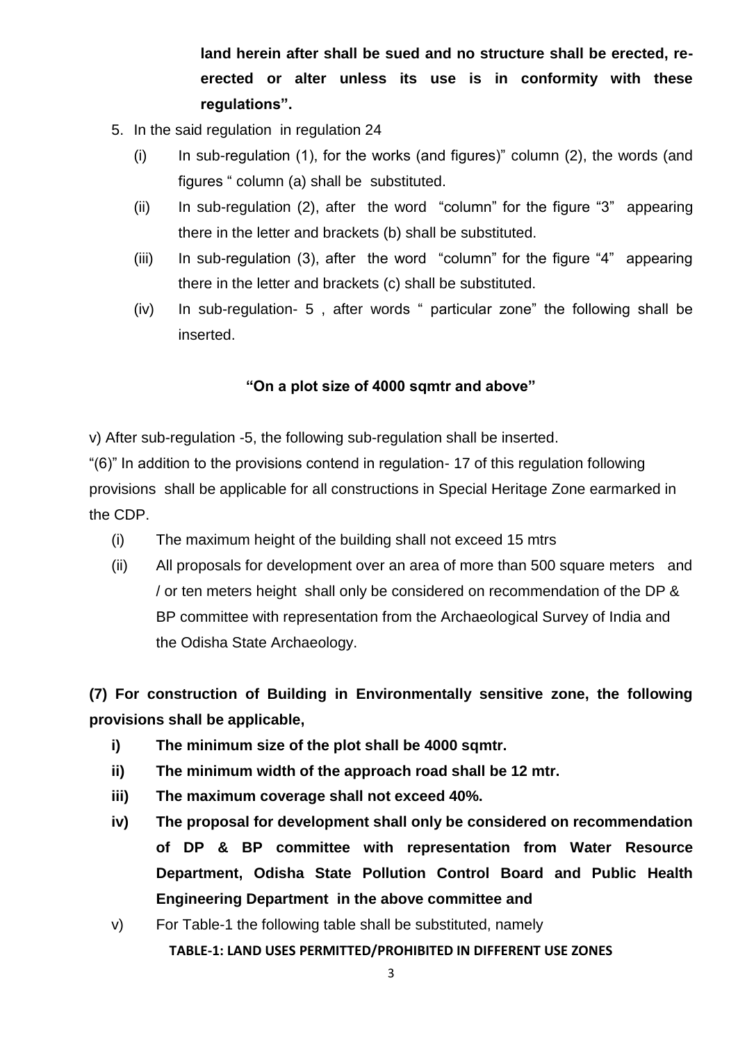**land herein after shall be sued and no structure shall be erected, re-erected or alter unless its use is in conformity with these regulations".**

5. In the said regulation in regulation 24
   (i) In sub-regulation (1), for the works (and figures)" column (2), the words (and figures " column (a) shall be substituted.
   (ii) In sub-regulation (2), after the word "column" for the figure "3" appearing there in the letter and brackets (b) shall be substituted.
   (iii) In sub-regulation (3), after the word "column" for the figure "4" appearing there in the letter and brackets (c) shall be substituted.
   (iv) In sub-regulation- 5 , after words " particular zone" the following shall be inserted.

**"On a plot size of 4000 sqmtr and above"**

v) After sub-regulation -5, the following sub-regulation shall be inserted.

"(6)" In addition to the provisions contend in regulation- 17 of this regulation following provisions shall be applicable for all constructions in Special Heritage Zone earmarked in the CDP.

(i) The maximum height of the building shall not exceed 15 mtrs
(ii) All proposals for development over an area of more than 500 square meters and / or ten meters height shall only be considered on recommendation of the DP & BP committee with representation from the Archaeological Survey of India and the Odisha State Archaeology.

**(7) For construction of Building in Environmentally sensitive zone, the following provisions shall be applicable,**

**i) The minimum size of the plot shall be 4000 sqmtr.**
**ii) The minimum width of the approach road shall be 12 mtr.**
**iii) The maximum coverage shall not exceed 40%.**
**iv) The proposal for development shall only be considered on recommendation of DP & BP committee with representation from Water Resource Department, Odisha State Pollution Control Board and Public Health Engineering Department in the above committee and**

v) For Table-1 the following table shall be substituted, namely

**TABLE-1: LAND USES PERMITTED/PROHIBITED IN DIFFERENT USE ZONES**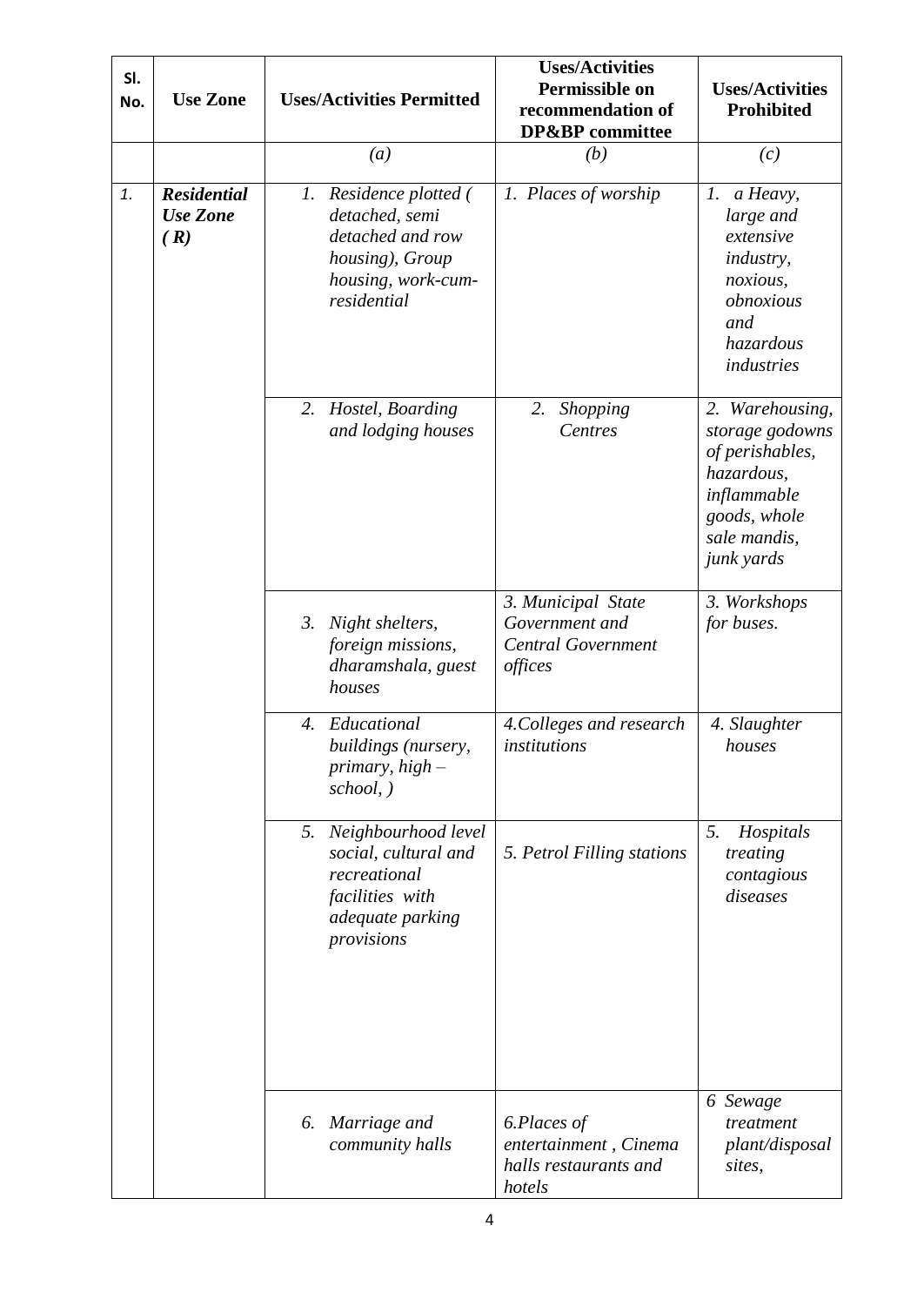| Sl. No. | Use Zone | Uses/Activities Permitted | Uses/Activities Permissible on recommendation of DP&BP committee | Uses/Activities Prohibited |
|---|---|---|---|---|
| | | *(a)* | *(b)* | *(c)* |
| *1.* | ***Residential Use Zone ( R)*** | *1. Residence plotted ( detached, semi detached and row housing), Group housing, work-cum-residential* | *1. Places of worship* | *1. a Heavy, large and extensive industry, noxious, obnoxious and hazardous industries* |
| | | *2. Hostel, Boarding and lodging houses* | *2. Shopping Centres* | *2. Warehousing, storage godowns of perishables, hazardous, inflammable goods, whole sale mandis, junk yards* |
| | | *3. Night shelters, foreign missions, dharamshala, guest houses* | *3. Municipal State Government and Central Government offices* | *3. Workshops for buses.* |
| | | *4. Educational buildings (nursery, primary, high – school, )* | *4.Colleges and research institutions* | *4. Slaughter houses* |
| | | *5. Neighbourhood level social, cultural and recreational facilities with adequate parking provisions* | *5. Petrol Filling stations* | *5. Hospitals treating contagious diseases* |
| | | *6. Marriage and community halls* | *6.Places of entertainment , Cinema halls restaurants and hotels* | *6 Sewage treatment plant/disposal sites,* |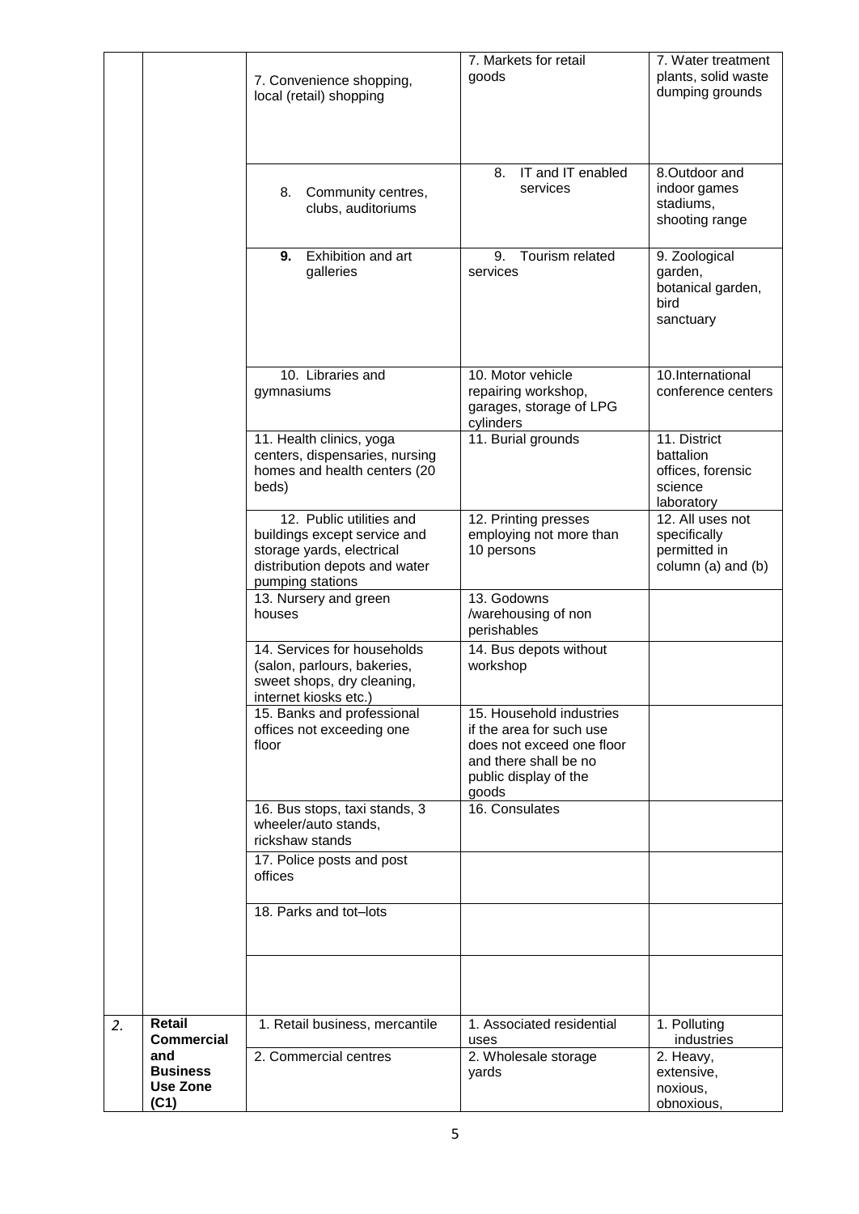| | | | | |
|---|---|---|---|---|
| | | 7. Convenience shopping, local (retail) shopping | 7. Markets for retail goods | 7. Water treatment plants, solid waste dumping grounds |
| | | 8. Community centres, clubs, auditoriums | 8. IT and IT enabled services | 8.Outdoor and indoor games stadiums, shooting range |
| | | **9.** Exhibition and art galleries | 9. Tourism related services | 9. Zoological garden, botanical garden, bird sanctuary |
| | | 10. Libraries and gymnasiums | 10. Motor vehicle repairing workshop, garages, storage of LPG cylinders | 10.International conference centers |
| | | 11. Health clinics, yoga centers, dispensaries, nursing homes and health centers (20 beds) | 11. Burial grounds | 11. District battalion offices, forensic science laboratory |
| | | 12. Public utilities and buildings except service and storage yards, electrical distribution depots and water pumping stations | 12. Printing presses employing not more than 10 persons | 12. All uses not specifically permitted in column (a) and (b) |
| | | 13. Nursery and green houses | 13. Godowns /warehousing of non perishables | |
| | | 14. Services for households (salon, parlours, bakeries, sweet shops, dry cleaning, internet kiosks etc.) | 14. Bus depots without workshop | |
| | | 15. Banks and professional offices not exceeding one floor | 15. Household industries if the area for such use does not exceed one floor and there shall be no public display of the goods | |
| | | 16. Bus stops, taxi stands, 3 wheeler/auto stands, rickshaw stands | 16. Consulates | |
| | | 17. Police posts and post offices | | |
| | | 18. Parks and tot–lots | | |
| | | | | |
| *2.* | **Retail Commercial and Business Use Zone (C1)** | 1. Retail business, mercantile | 1. Associated residential uses | 1. Polluting industries |
| | | 2. Commercial centres | 2. Wholesale storage yards | 2. Heavy, extensive, noxious, obnoxious, |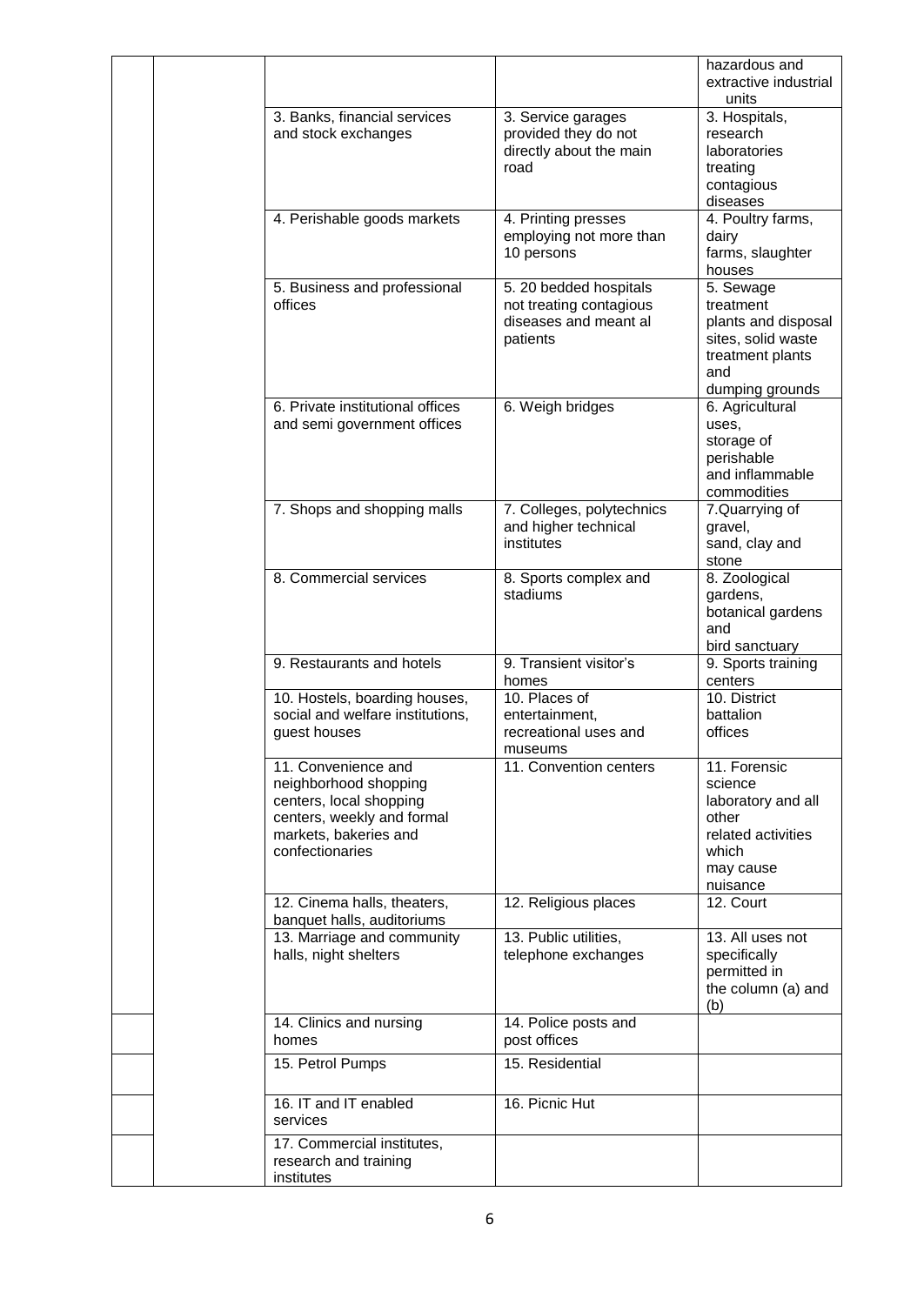| | | | | |
|---|---|---|---|---|
| | | | | hazardous and extractive industrial units |
| | | 3. Banks, financial services and stock exchanges | 3. Service garages provided they do not directly about the main road | 3. Hospitals, research laboratories treating contagious diseases |
| | | 4. Perishable goods markets | 4. Printing presses employing not more than 10 persons | 4. Poultry farms, dairy farms, slaughter houses |
| | | 5. Business and professional offices | 5. 20 bedded hospitals not treating contagious diseases and meant al patients | 5. Sewage treatment plants and disposal sites, solid waste treatment plants and dumping grounds |
| | | 6. Private institutional offices and semi government offices | 6. Weigh bridges | 6. Agricultural uses, storage of perishable and inflammable commodities |
| | | 7. Shops and shopping malls | 7. Colleges, polytechnics and higher technical institutes | 7.Quarrying of gravel, sand, clay and stone |
| | | 8. Commercial services | 8. Sports complex and stadiums | 8. Zoological gardens, botanical gardens and bird sanctuary |
| | | 9. Restaurants and hotels | 9. Transient visitor's homes | 9. Sports training centers |
| | | 10. Hostels, boarding houses, social and welfare institutions, guest houses | 10. Places of entertainment, recreational uses and museums | 10. District battalion offices |
| | | 11. Convenience and neighborhood shopping centers, local shopping centers, weekly and formal markets, bakeries and confectionaries | 11. Convention centers | 11. Forensic science laboratory and all other related activities which may cause nuisance |
| | | 12. Cinema halls, theaters, banquet halls, auditoriums | 12. Religious places | 12. Court |
| | | 13. Marriage and community halls, night shelters | 13. Public utilities, telephone exchanges | 13. All uses not specifically permitted in the column (a) and (b) |
| | | 14. Clinics and nursing homes | 14. Police posts and post offices | |
| | | 15. Petrol Pumps | 15. Residential | |
| | | 16. IT and IT enabled services | 16. Picnic Hut | |
| | | 17. Commercial institutes, research and training institutes | | |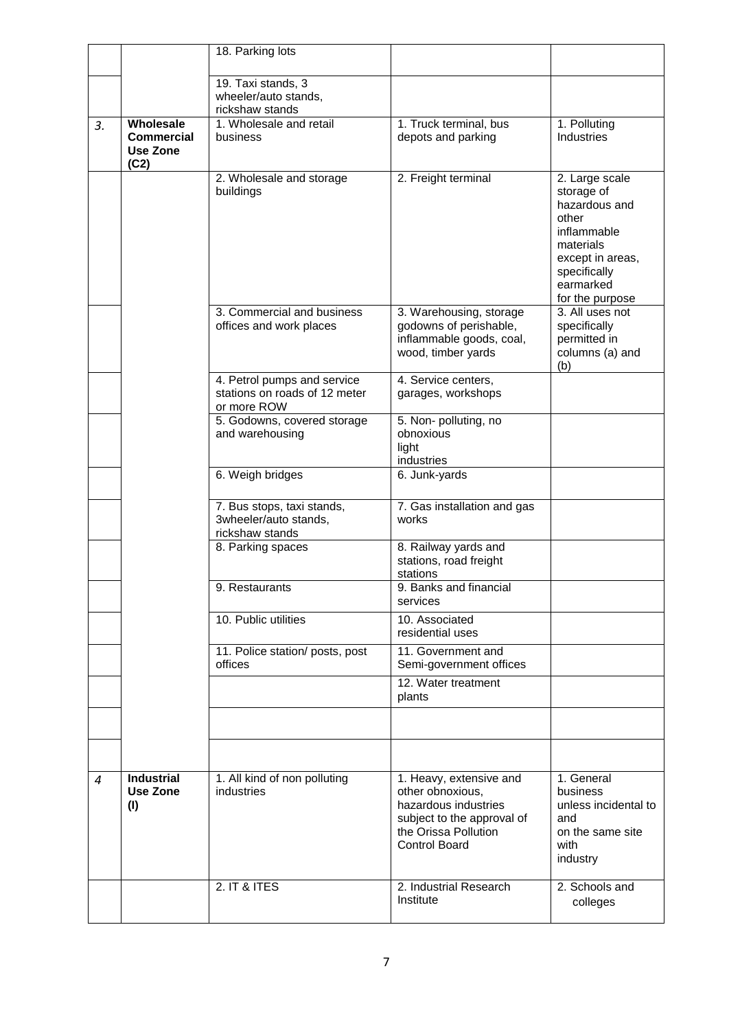| | | | | |
|---|---|---|---|---|
| | | 18. Parking lots | | |
| | | 19. Taxi stands, 3 wheeler/auto stands, rickshaw stands | | |
| 3. | **Wholesale Commercial Use Zone (C2)** | 1. Wholesale and retail business | 1. Truck terminal, bus depots and parking | 1. Polluting Industries |
| | | 2. Wholesale and storage buildings | 2. Freight terminal | 2. Large scale storage of hazardous and other inflammable materials except in areas, specifically earmarked for the purpose |
| | | 3. Commercial and business offices and work places | 3. Warehousing, storage godowns of perishable, inflammable goods, coal, wood, timber yards | 3. All uses not specifically permitted in columns (a) and (b) |
| | | 4. Petrol pumps and service stations on roads of 12 meter or more ROW | 4. Service centers, garages, workshops | |
| | | 5. Godowns, covered storage and warehousing | 5. Non- polluting, no obnoxious light industries | |
| | | 6. Weigh bridges | 6. Junk-yards | |
| | | 7. Bus stops, taxi stands, 3wheeler/auto stands, rickshaw stands | 7. Gas installation and gas works | |
| | | 8. Parking spaces | 8. Railway yards and stations, road freight stations | |
| | | 9. Restaurants | 9. Banks and financial services | |
| | | 10. Public utilities | 10. Associated residential uses | |
| | | 11. Police station/ posts, post offices | 11. Government and Semi-government offices | |
| | | | 12. Water treatment plants | |
| | | | | |
| | | | | |
| 4 | **Industrial Use Zone (I)** | 1. All kind of non polluting industries | 1. Heavy, extensive and other obnoxious, hazardous industries subject to the approval of the Orissa Pollution Control Board | 1. General business unless incidental to and on the same site with industry |
| | | 2. IT & ITES | 2. Industrial Research Institute | 2. Schools and colleges |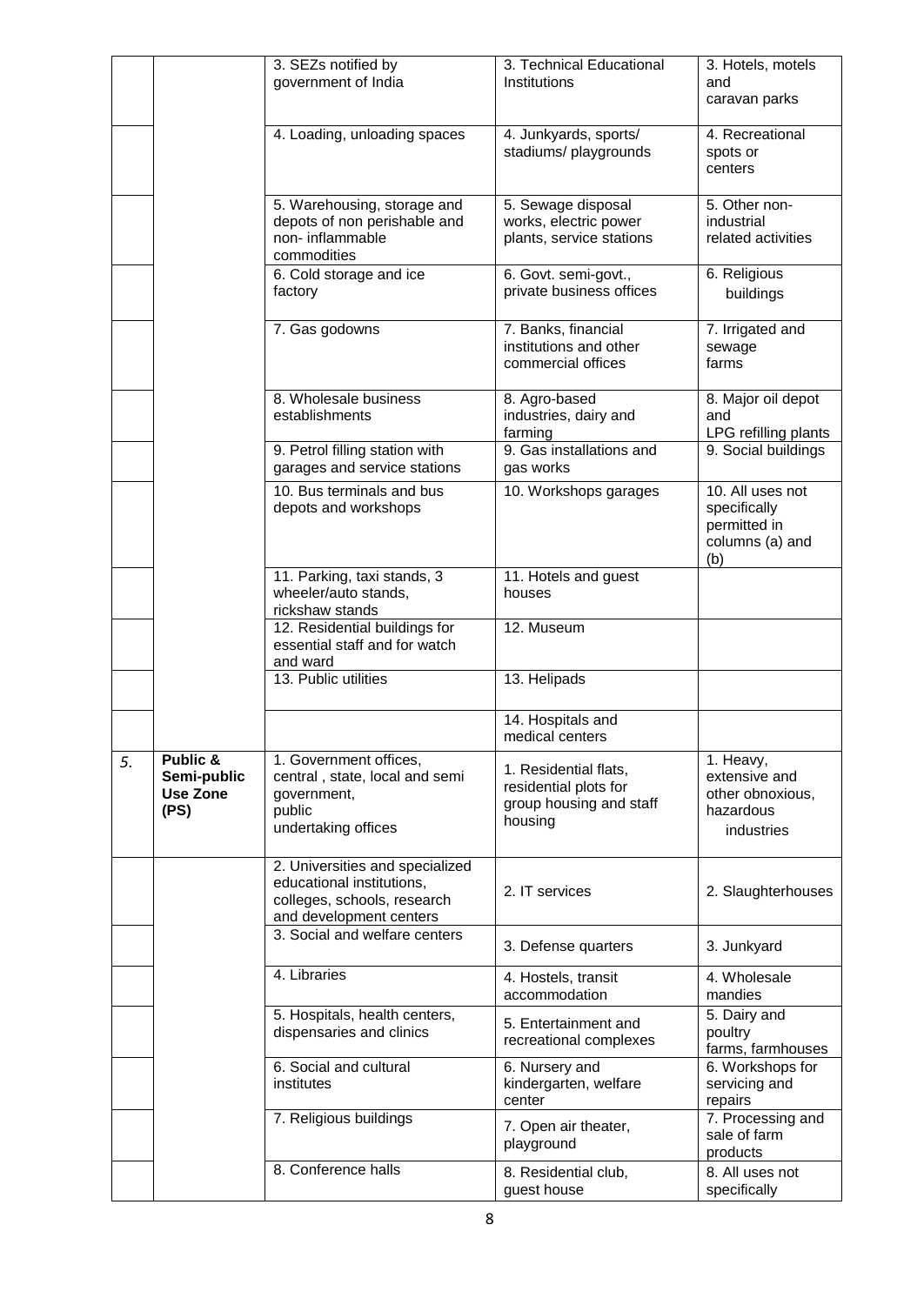| | | 3. SEZs notified by government of India | 3. Technical Educational Institutions | 3. Hotels, motels and caravan parks |
|---|---|---|---|---|
| | | 4. Loading, unloading spaces | 4. Junkyards, sports/ stadiums/ playgrounds | 4. Recreational spots or centers |
| | | 5. Warehousing, storage and depots of non perishable and non- inflammable commodities | 5. Sewage disposal works, electric power plants, service stations | 5. Other non-industrial related activities |
| | | 6. Cold storage and ice factory | 6. Govt. semi-govt., private business offices | 6. Religious buildings |
| | | 7. Gas godowns | 7. Banks, financial institutions and other commercial offices | 7. Irrigated and sewage farms |
| | | 8. Wholesale business establishments | 8. Agro-based industries, dairy and farming | 8. Major oil depot and LPG refilling plants |
| | | 9. Petrol filling station with garages and service stations | 9. Gas installations and gas works | 9. Social buildings |
| | | 10. Bus terminals and bus depots and workshops | 10. Workshops garages | 10. All uses not specifically permitted in columns (a) and (b) |
| | | 11. Parking, taxi stands, 3 wheeler/auto stands, rickshaw stands | 11. Hotels and guest houses | |
| | | 12. Residential buildings for essential staff and for watch and ward | 12. Museum | |
| | | 13. Public utilities | 13. Helipads | |
| | | | 14. Hospitals and medical centers | |
| 5. | **Public & Semi-public Use Zone (PS)** | 1. Government offices, central , state, local and semi government, public undertaking offices | 1. Residential flats, residential plots for group housing and staff housing | 1. Heavy, extensive and other obnoxious, hazardous industries |
| | | 2. Universities and specialized educational institutions, colleges, schools, research and development centers | 2. IT services | 2. Slaughterhouses |
| | | 3. Social and welfare centers | 3. Defense quarters | 3. Junkyard |
| | | 4. Libraries | 4. Hostels, transit accommodation | 4. Wholesale mandies |
| | | 5. Hospitals, health centers, dispensaries and clinics | 5. Entertainment and recreational complexes | 5. Dairy and poultry farms, farmhouses |
| | | 6. Social and cultural institutes | 6. Nursery and kindergarten, welfare center | 6. Workshops for servicing and repairs |
| | | 7. Religious buildings | 7. Open air theater, playground | 7. Processing and sale of farm products |
| | | 8. Conference halls | 8. Residential club, guest house | 8. All uses not specifically |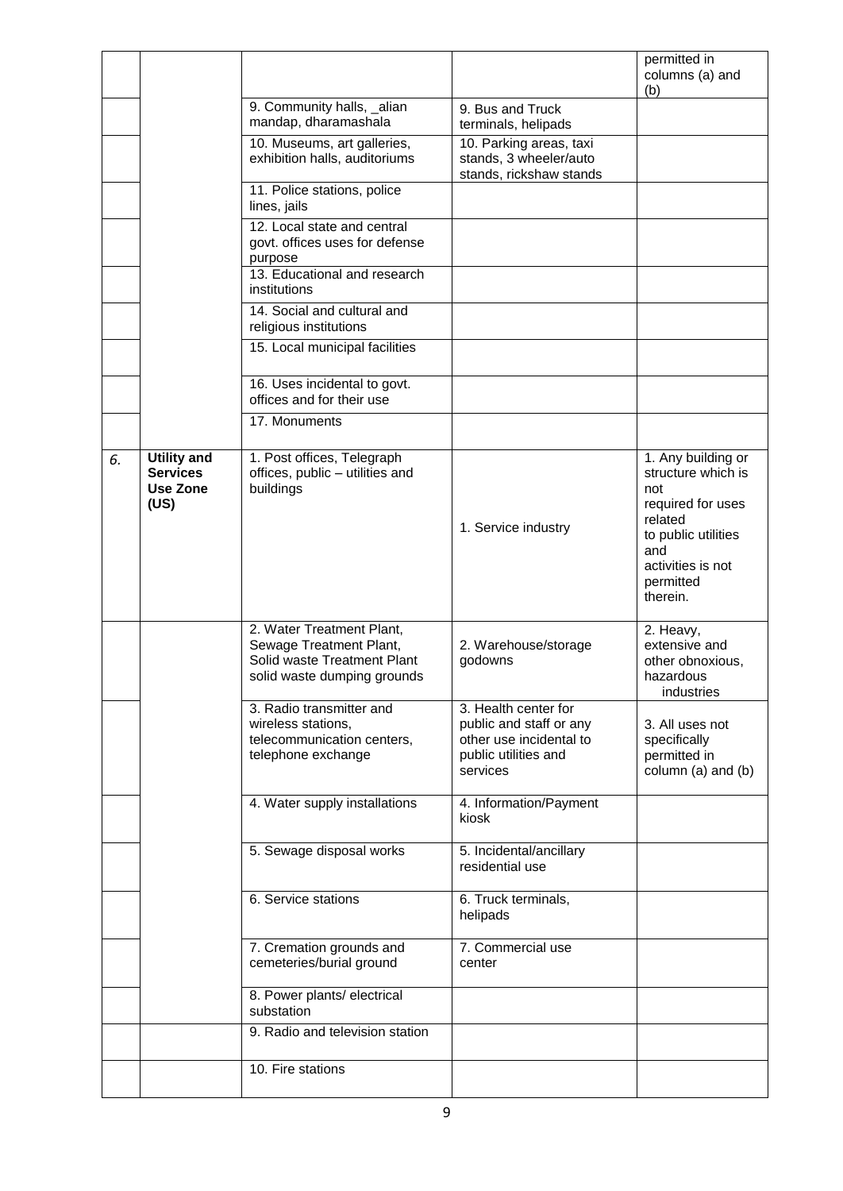| | | | | |
|---|---|---|---|---|
| | | | | permitted in columns (a) and (b) |
| | | 9. Community halls, _alian mandap, dharamashala | 9. Bus and Truck terminals, helipads | |
| | | 10. Museums, art galleries, exhibition halls, auditoriums | 10. Parking areas, taxi stands, 3 wheeler/auto stands, rickshaw stands | |
| | | 11. Police stations, police lines, jails | | |
| | | 12. Local state and central govt. offices uses for defense purpose | | |
| | | 13. Educational and research institutions | | |
| | | 14. Social and cultural and religious institutions | | |
| | | 15. Local municipal facilities | | |
| | | 16. Uses incidental to govt. offices and for their use | | |
| | | 17. Monuments | | |
| *6.* | **Utility and Services Use Zone (US)** | 1. Post offices, Telegraph offices, public – utilities and buildings | 1. Service industry | 1. Any building or structure which is not required for uses related to public utilities and activities is not permitted therein. |
| | | 2. Water Treatment Plant, Sewage Treatment Plant, Solid waste Treatment Plant solid waste dumping grounds | 2. Warehouse/storage godowns | 2. Heavy, extensive and other obnoxious, hazardous industries |
| | | 3. Radio transmitter and wireless stations, telecommunication centers, telephone exchange | 3. Health center for public and staff or any other use incidental to public utilities and services | 3. All uses not specifically permitted in column (a) and (b) |
| | | 4. Water supply installations | 4. Information/Payment kiosk | |
| | | 5. Sewage disposal works | 5. Incidental/ancillary residential use | |
| | | 6. Service stations | 6. Truck terminals, helipads | |
| | | 7. Cremation grounds and cemeteries/burial ground | 7. Commercial use center | |
| | | 8. Power plants/ electrical substation | | |
| | | 9. Radio and television station | | |
| | | 10. Fire stations | | |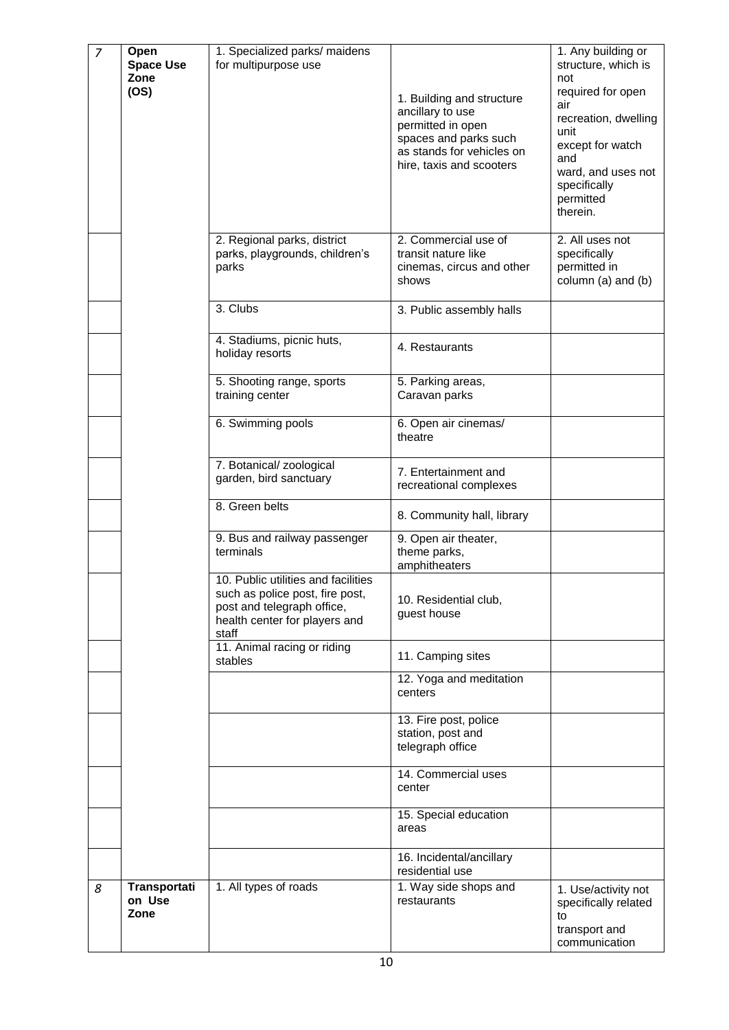| 7 | **Open Space Use Zone (OS)** | 1. Specialized parks/ maidens for multipurpose use | 1. Building and structure ancillary to use permitted in open spaces and parks such as stands for vehicles on hire, taxis and scooters | 1. Any building or structure, which is not required for open air recreation, dwelling unit except for watch and ward, and uses not specifically permitted therein. |
|---|---|---|---|---|
| | | 2. Regional parks, district parks, playgrounds, children's parks | 2. Commercial use of transit nature like cinemas, circus and other shows | 2. All uses not specifically permitted in column (a) and (b) |
| | | 3. Clubs | 3. Public assembly halls | |
| | | 4. Stadiums, picnic huts, holiday resorts | 4. Restaurants | |
| | | 5. Shooting range, sports training center | 5. Parking areas, Caravan parks | |
| | | 6. Swimming pools | 6. Open air cinemas/ theatre | |
| | | 7. Botanical/ zoological garden, bird sanctuary | 7. Entertainment and recreational complexes | |
| | | 8. Green belts | 8. Community hall, library | |
| | | 9. Bus and railway passenger terminals | 9. Open air theater, theme parks, amphitheaters | |
| | | 10. Public utilities and facilities such as police post, fire post, post and telegraph office, health center for players and staff | 10. Residential club, guest house | |
| | | 11. Animal racing or riding stables | 11. Camping sites | |
| | | | 12. Yoga and meditation centers | |
| | | | 13. Fire post, police station, post and telegraph office | |
| | | | 14. Commercial uses center | |
| | | | 15. Special education areas | |
| | | | 16. Incidental/ancillary residential use | |
| 8 | **Transportation Use Zone** | 1. All types of roads | 1. Way side shops and restaurants | 1. Use/activity not specifically related to transport and communication |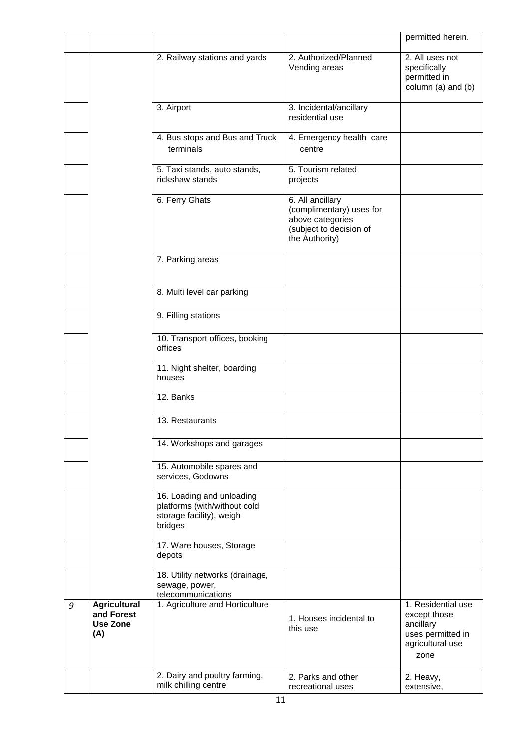| | | | | permitted herein. |
|---|---|---|---|---|
| | | 2. Railway stations and yards | 2. Authorized/Planned Vending areas | 2. All uses not specifically permitted in column (a) and (b) |
| | | 3. Airport | 3. Incidental/ancillary residential use | |
| | | 4. Bus stops and Bus and Truck terminals | 4. Emergency health care centre | |
| | | 5. Taxi stands, auto stands, rickshaw stands | 5. Tourism related projects | |
| | | 6. Ferry Ghats | 6. All ancillary (complimentary) uses for above categories (subject to decision of the Authority) | |
| | | 7. Parking areas | | |
| | | 8. Multi level car parking | | |
| | | 9. Filling stations | | |
| | | 10. Transport offices, booking offices | | |
| | | 11. Night shelter, boarding houses | | |
| | | 12. Banks | | |
| | | 13. Restaurants | | |
| | | 14. Workshops and garages | | |
| | | 15. Automobile spares and services, Godowns | | |
| | | 16. Loading and unloading platforms (with/without cold storage facility), weigh bridges | | |
| | | 17. Ware houses, Storage depots | | |
| | | 18. Utility networks (drainage, sewage, power, telecommunications | | |
| 9 | **Agricultural and Forest Use Zone (A)** | 1. Agriculture and Horticulture | 1. Houses incidental to this use | 1. Residential use except those ancillary uses permitted in agricultural use zone |
| | | 2. Dairy and poultry farming, milk chilling centre | 2. Parks and other recreational uses | 2. Heavy, extensive, |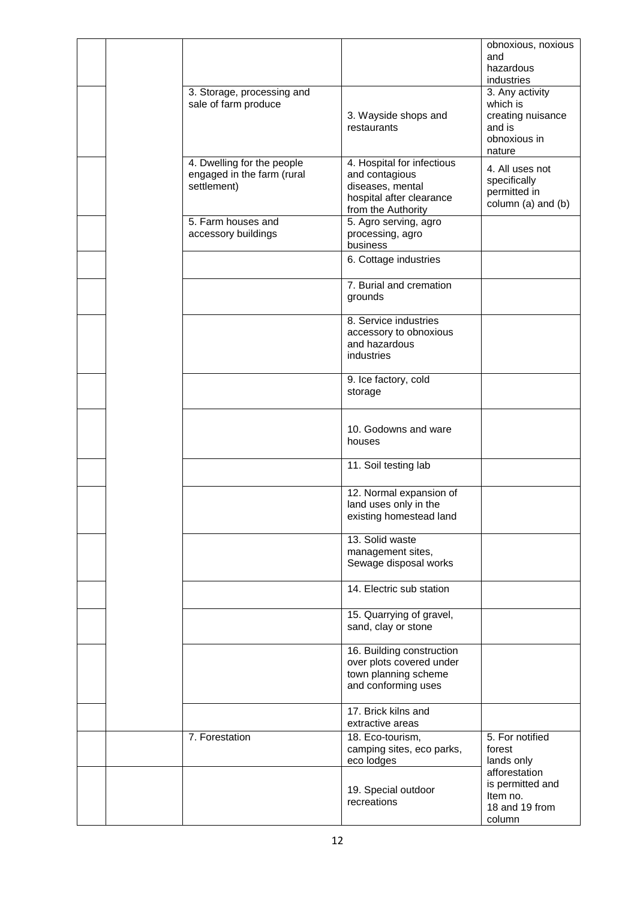| | | | | |
|---|---|---|---|---|
| | | | | obnoxious, noxious and hazardous industries |
| | | 3. Storage, processing and sale of farm produce | 3. Wayside shops and restaurants | 3. Any activity which is creating nuisance and is obnoxious in nature |
| | | 4. Dwelling for the people engaged in the farm (rural settlement) | 4. Hospital for infectious and contagious diseases, mental hospital after clearance from the Authority | 4. All uses not specifically permitted in column (a) and (b) |
| | | 5. Farm houses and accessory buildings | 5. Agro serving, agro processing, agro business | |
| | | | 6. Cottage industries | |
| | | | 7. Burial and cremation grounds | |
| | | | 8. Service industries accessory to obnoxious and hazardous industries | |
| | | | 9. Ice factory, cold storage | |
| | | | 10. Godowns and ware houses | |
| | | | 11. Soil testing lab | |
| | | | 12. Normal expansion of land uses only in the existing homestead land | |
| | | | 13. Solid waste management sites, Sewage disposal works | |
| | | | 14. Electric sub station | |
| | | | 15. Quarrying of gravel, sand, clay or stone | |
| | | | 16. Building construction over plots covered under town planning scheme and conforming uses | |
| | | | 17. Brick kilns and extractive areas | |
| | | 7. Forestation | 18. Eco-tourism, camping sites, eco parks, eco lodges | 5. For notified forest lands only afforestation is permitted and Item no. 18 and 19 from column |
| | | | 19. Special outdoor recreations | |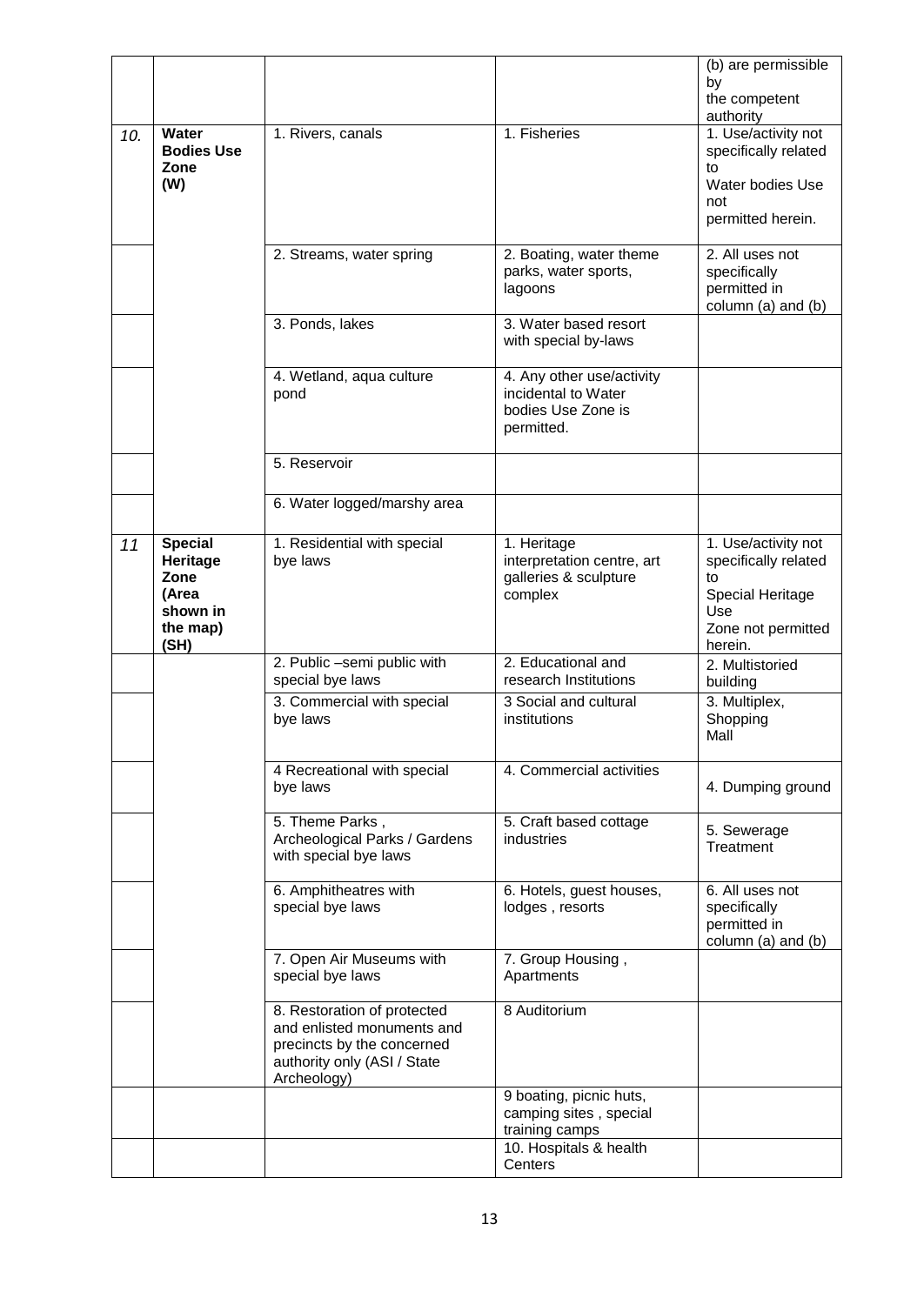| | | | | (b) are permissible by the competent authority |
|---|---|---|---|---|
| 10. | **Water Bodies Use Zone (W)** | 1. Rivers, canals | 1. Fisheries | 1. Use/activity not specifically related to Water bodies Use not permitted herein. |
| | | 2. Streams, water spring | 2. Boating, water theme parks, water sports, lagoons | 2. All uses not specifically permitted in column (a) and (b) |
| | | 3. Ponds, lakes | 3. Water based resort with special by-laws | |
| | | 4. Wetland, aqua culture pond | 4. Any other use/activity incidental to Water bodies Use Zone is permitted. | |
| | | 5. Reservoir | | |
| | | 6. Water logged/marshy area | | |
| 11 | **Special Heritage Zone (Area shown in the map) (SH)** | 1. Residential with special bye laws | 1. Heritage interpretation centre, art galleries & sculpture complex | 1. Use/activity not specifically related to Special Heritage Use Zone not permitted herein. |
| | | 2. Public –semi public with special bye laws | 2. Educational and research Institutions | 2. Multistoried building |
| | | 3. Commercial with special bye laws | 3 Social and cultural institutions | 3. Multiplex, Shopping Mall |
| | | 4 Recreational with special bye laws | 4. Commercial activities | 4. Dumping ground |
| | | 5. Theme Parks , Archeological Parks / Gardens with special bye laws | 5. Craft based cottage industries | 5. Sewerage Treatment |
| | | 6. Amphitheatres with special bye laws | 6. Hotels, guest houses, lodges , resorts | 6. All uses not specifically permitted in column (a) and (b) |
| | | 7. Open Air Museums with special bye laws | 7. Group Housing , Apartments | |
| | | 8. Restoration of protected and enlisted monuments and precincts by the concerned authority only (ASI / State Archeology) | 8 Auditorium | |
| | | | 9 boating, picnic huts, camping sites , special training camps | |
| | | | 10. Hospitals & health Centers | |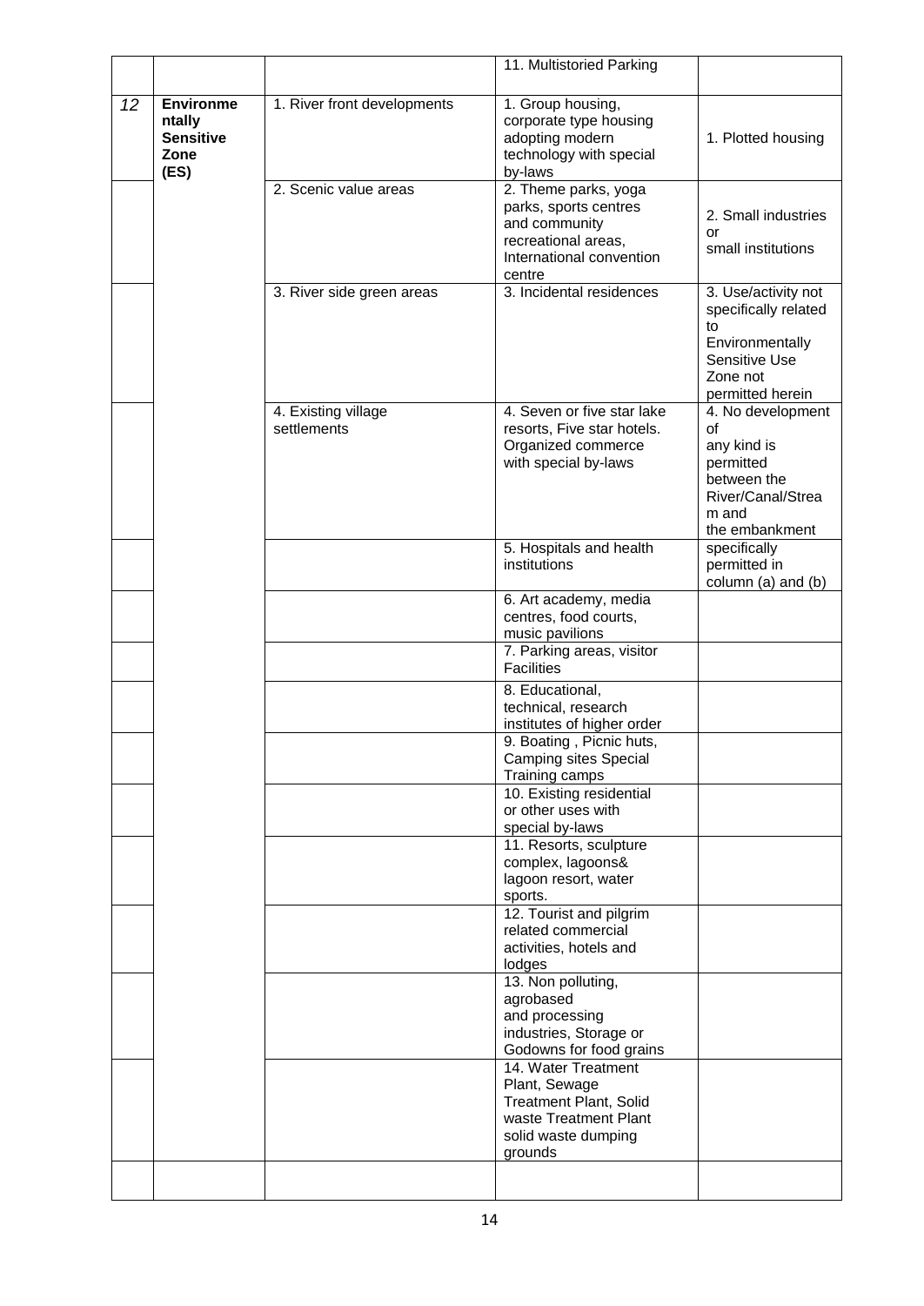| | | | 11. Multistoried Parking | |
|---|---|---|---|---|
| *12* | **Environmentally Sensitive Zone (ES)** | 1. River front developments | 1. Group housing, corporate type housing adopting modern technology with special by-laws | 1. Plotted housing |
| | | 2. Scenic value areas | 2. Theme parks, yoga parks, sports centres and community recreational areas, International convention centre | 2. Small industries or small institutions |
| | | 3. River side green areas | 3. Incidental residences | 3. Use/activity not specifically related to Environmentally Sensitive Use Zone not permitted herein |
| | | 4. Existing village settlements | 4. Seven or five star lake resorts, Five star hotels. Organized commerce with special by-laws | 4. No development of any kind is permitted between the River/Canal/Stream and the embankment |
| | | | 5. Hospitals and health institutions | specifically permitted in column (a) and (b) |
| | | | 6. Art academy, media centres, food courts, music pavilions | |
| | | | 7. Parking areas, visitor Facilities | |
| | | | 8. Educational, technical, research institutes of higher order | |
| | | | 9. Boating , Picnic huts, Camping sites Special Training camps | |
| | | | 10. Existing residential or other uses with special by-laws | |
| | | | 11. Resorts, sculpture complex, lagoons& lagoon resort, water sports. | |
| | | | 12. Tourist and pilgrim related commercial activities, hotels and lodges | |
| | | | 13. Non polluting, agrobased and processing industries, Storage or Godowns for food grains | |
| | | | 14. Water Treatment Plant, Sewage Treatment Plant, Solid waste Treatment Plant solid waste dumping grounds | |
| | | | | |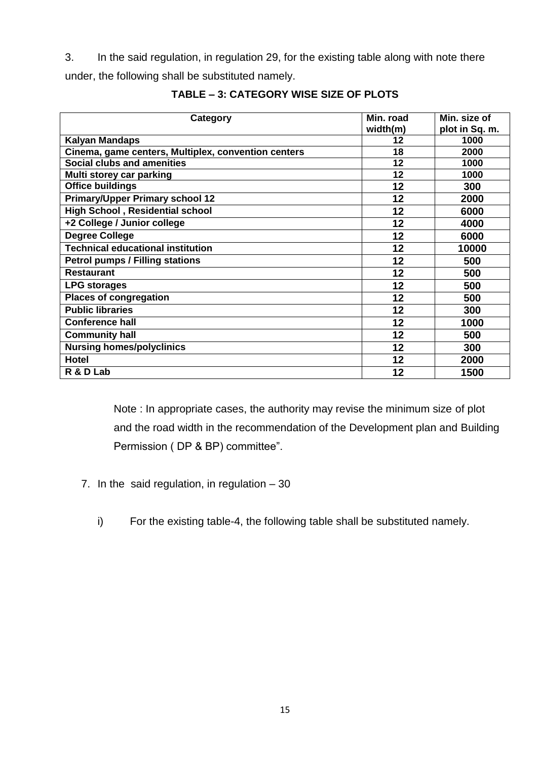3. In the said regulation, in regulation 29, for the existing table along with note there under, the following shall be substituted namely.

**TABLE – 3: CATEGORY WISE SIZE OF PLOTS**

| Category | Min. road width(m) | Min. size of plot in Sq. m. |
|---|---|---|
| **Kalyan Mandaps** | 12 | 1000 |
| **Cinema, game centers, Multiplex, convention centers** | 18 | 2000 |
| **Social clubs and amenities** | 12 | 1000 |
| **Multi storey car parking** | 12 | 1000 |
| **Office buildings** | 12 | 300 |
| **Primary/Upper Primary school 12** | 12 | 2000 |
| **High School , Residential school** | 12 | 6000 |
| **+2 College / Junior college** | 12 | 4000 |
| **Degree College** | 12 | 6000 |
| **Technical educational institution** | 12 | 10000 |
| **Petrol pumps / Filling stations** | 12 | 500 |
| **Restaurant** | 12 | 500 |
| **LPG storages** | 12 | 500 |
| **Places of congregation** | 12 | 500 |
| **Public libraries** | 12 | 300 |
| **Conference hall** | 12 | 1000 |
| **Community hall** | 12 | 500 |
| **Nursing homes/polyclinics** | 12 | 300 |
| **Hotel** | 12 | 2000 |
| **R & D Lab** | 12 | 1500 |

Note : In appropriate cases, the authority may revise the minimum size of plot and the road width in the recommendation of the Development plan and Building Permission ( DP & BP) committee".

7. In the said regulation, in regulation – 30

   i) For the existing table-4, the following table shall be substituted namely.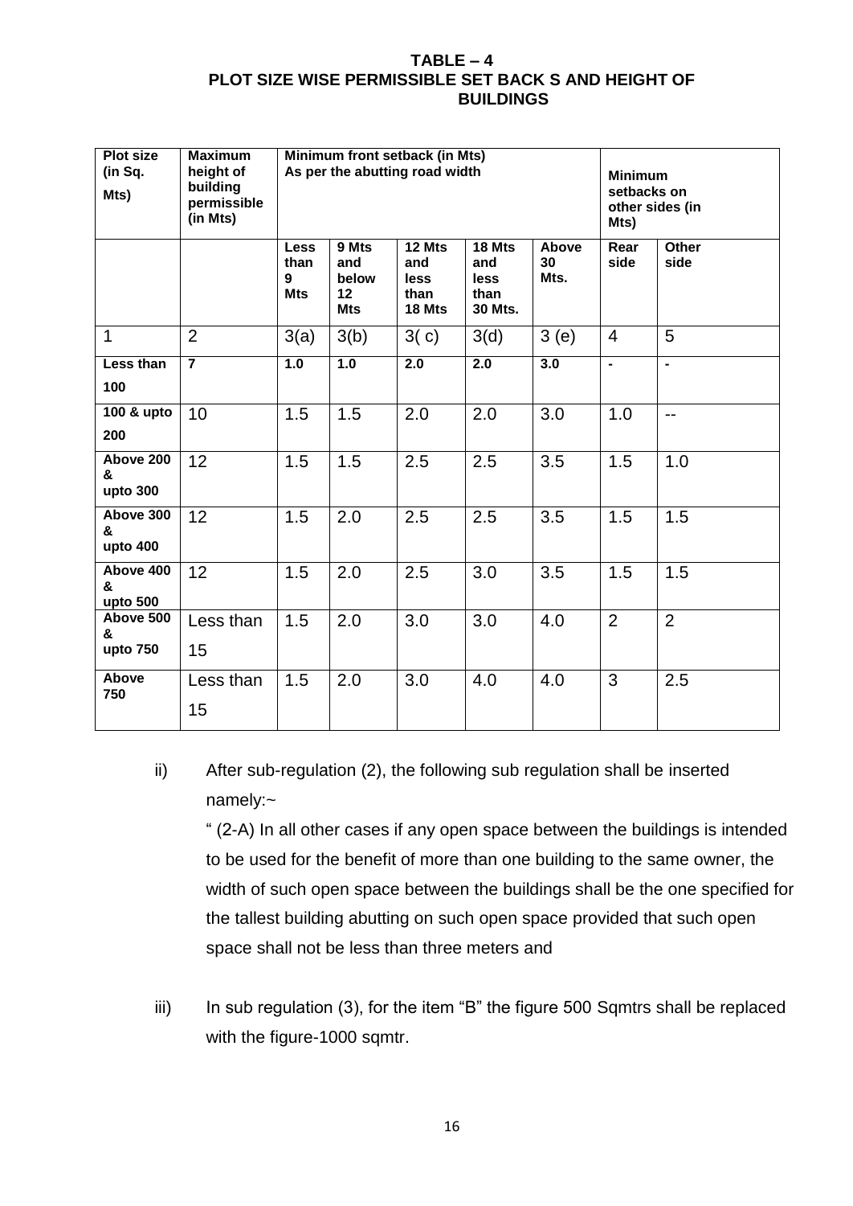**TABLE – 4**
**PLOT SIZE WISE PERMISSIBLE SET BACK S AND HEIGHT OF BUILDINGS**

| Plot size (in Sq. Mts) | Maximum height of building permissible (in Mts) | Minimum front setback (in Mts) As per the abutting road width | | | | | Minimum setbacks on other sides (in Mts) | |
|---|---|---|---|---|---|---|---|---|
| | | Less than 9 Mts | 9 Mts and below 12 Mts | 12 Mts and less than 18 Mts | 18 Mts and less than 30 Mts. | Above 30 Mts. | Rear side | Other side |
| 1 | 2 | 3(a) | 3(b) | 3( c) | 3(d) | 3 (e) | 4 | 5 |
| **Less than 100** | **7** | **1.0** | **1.0** | **2.0** | **2.0** | **3.0** | **-** | **-** |
| **100 & upto 200** | 10 | 1.5 | 1.5 | 2.0 | 2.0 | 3.0 | 1.0 | -- |
| **Above 200 & upto 300** | 12 | 1.5 | 1.5 | 2.5 | 2.5 | 3.5 | 1.5 | 1.0 |
| **Above 300 & upto 400** | 12 | 1.5 | 2.0 | 2.5 | 2.5 | 3.5 | 1.5 | 1.5 |
| **Above 400 & upto 500** | 12 | 1.5 | 2.0 | 2.5 | 3.0 | 3.5 | 1.5 | 1.5 |
| **Above 500 & upto 750** | Less than 15 | 1.5 | 2.0 | 3.0 | 3.0 | 4.0 | 2 | 2 |
| **Above 750** | Less than 15 | 1.5 | 2.0 | 3.0 | 4.0 | 4.0 | 3 | 2.5 |

ii) After sub-regulation (2), the following sub regulation shall be inserted namely:~

" (2-A) In all other cases if any open space between the buildings is intended to be used for the benefit of more than one building to the same owner, the width of such open space between the buildings shall be the one specified for the tallest building abutting on such open space provided that such open space shall not be less than three meters and

iii) In sub regulation (3), for the item "B" the figure 500 Sqmtrs shall be replaced with the figure-1000 sqmtr.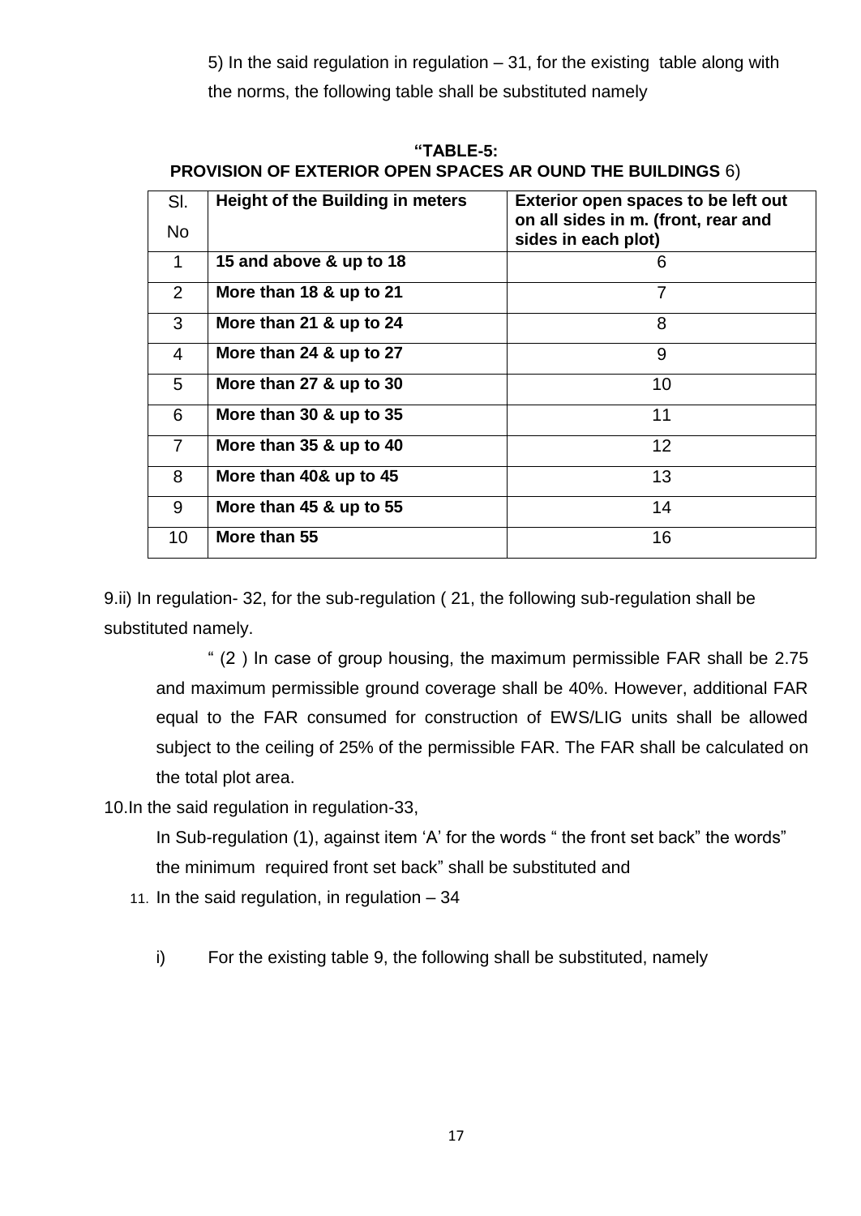5) In the said regulation in regulation – 31, for the existing table along with the norms, the following table shall be substituted namely

**"TABLE-5: PROVISION OF EXTERIOR OPEN SPACES AR OUND THE BUILDINGS** 6)

| Sl. No | Height of the Building in meters | Exterior open spaces to be left out on all sides in m. (front, rear and sides in each plot) |
|---|---|---|
| 1 | **15 and above & up to 18** | 6 |
| 2 | **More than 18 & up to 21** | 7 |
| 3 | **More than 21 & up to 24** | 8 |
| 4 | **More than 24 & up to 27** | 9 |
| 5 | **More than 27 & up to 30** | 10 |
| 6 | **More than 30 & up to 35** | 11 |
| 7 | **More than 35 & up to 40** | 12 |
| 8 | **More than 40& up to 45** | 13 |
| 9 | **More than 45 & up to 55** | 14 |
| 10 | **More than 55** | 16 |

9.ii) In regulation- 32, for the sub-regulation ( 21, the following sub-regulation shall be substituted namely.

" (2 ) In case of group housing, the maximum permissible FAR shall be 2.75 and maximum permissible ground coverage shall be 40%. However, additional FAR equal to the FAR consumed for construction of EWS/LIG units shall be allowed subject to the ceiling of 25% of the permissible FAR. The FAR shall be calculated on the total plot area.

10.In the said regulation in regulation-33,

In Sub-regulation (1), against item 'A' for the words " the front set back" the words" the minimum required front set back" shall be substituted and

11. In the said regulation, in regulation – 34

i) For the existing table 9, the following shall be substituted, namely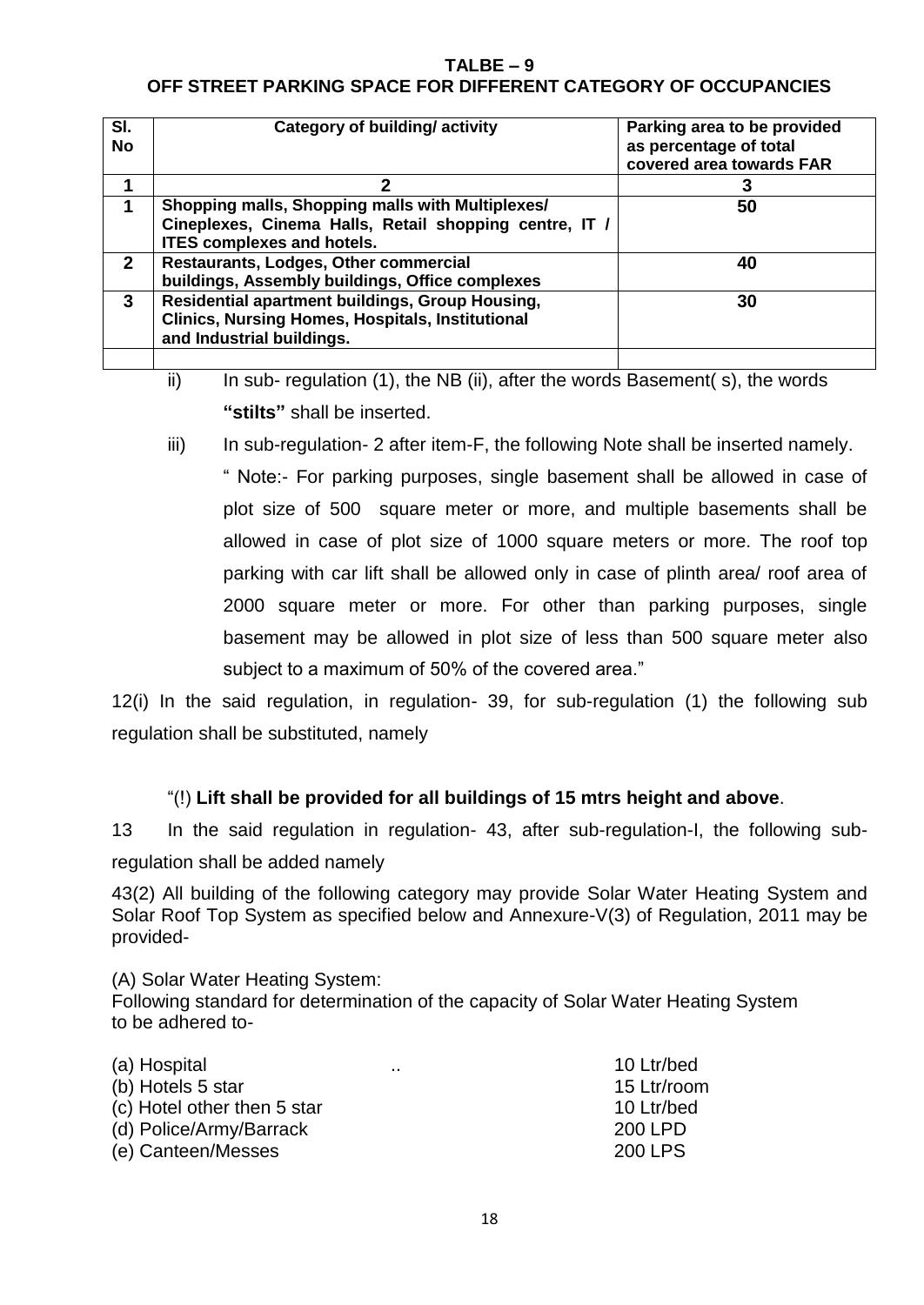**TALBE – 9**
**OFF STREET PARKING SPACE FOR DIFFERENT CATEGORY OF OCCUPANCIES**

| Sl. No | Category of building/ activity | Parking area to be provided as percentage of total covered area towards FAR |
|---|---|---|
| 1 | 2 | 3 |
| 1 | Shopping malls, Shopping malls with Multiplexes/ Cineplexes, Cinema Halls, Retail shopping centre, IT / ITES complexes and hotels. | 50 |
| 2 | Restaurants, Lodges, Other commercial buildings, Assembly buildings, Office complexes | 40 |
| 3 | Residential apartment buildings, Group Housing, Clinics, Nursing Homes, Hospitals, Institutional and Industrial buildings. | 30 |
| | | |

ii) In sub- regulation (1), the NB (ii), after the words Basement( s), the words **"stilts"** shall be inserted.

iii) In sub-regulation- 2 after item-F, the following Note shall be inserted namely.

" Note:- For parking purposes, single basement shall be allowed in case of plot size of 500 square meter or more, and multiple basements shall be allowed in case of plot size of 1000 square meters or more. The roof top parking with car lift shall be allowed only in case of plinth area/ roof area of 2000 square meter or more. For other than parking purposes, single basement may be allowed in plot size of less than 500 square meter also subject to a maximum of 50% of the covered area."

12(i) In the said regulation, in regulation- 39, for sub-regulation (1) the following sub regulation shall be substituted, namely

"(!) **Lift shall be provided for all buildings of 15 mtrs height and above**.

13 In the said regulation in regulation- 43, after sub-regulation-I, the following sub-regulation shall be added namely

43(2) All building of the following category may provide Solar Water Heating System and Solar Roof Top System as specified below and Annexure-V(3) of Regulation, 2011 may be provided-

(A) Solar Water Heating System:
Following standard for determination of the capacity of Solar Water Heating System to be adhered to-

| | | |
|---|---|---|
| (a) Hospital | .. | 10 Ltr/bed |
| (b) Hotels 5 star | | 15 Ltr/room |
| (c) Hotel other then 5 star | | 10 Ltr/bed |
| (d) Police/Army/Barrack | | 200 LPD |
| (e) Canteen/Messes | | 200 LPS |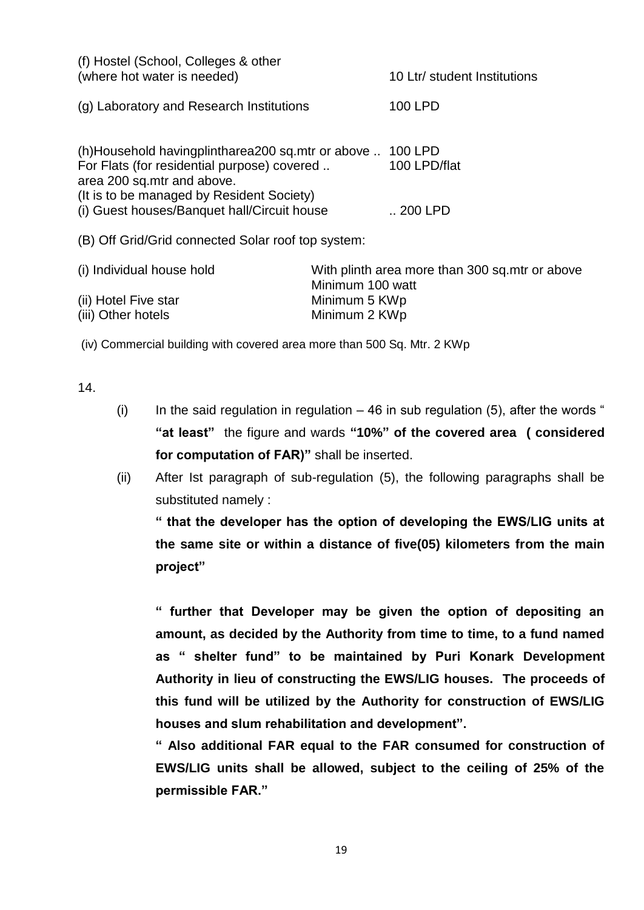(f) Hostel (School, Colleges & other (where hot water is needed) 10 Ltr/ student Institutions

(g) Laboratory and Research Institutions 100 LPD

(h)Household havingplintharea200 sq.mtr or above .. 100 LPD
For Flats (for residential purpose) covered .. area 200 sq.mtr and above. 100 LPD/flat
(It is to be managed by Resident Society)
(i) Guest houses/Banquet hall/Circuit house .. 200 LPD

(B) Off Grid/Grid connected Solar roof top system:

| | |
|---|---|
| (i) Individual house hold | With plinth area more than 300 sq.mtr or above Minimum 100 watt |
| (ii) Hotel Five star | Minimum 5 KWp |
| (iii) Other hotels | Minimum 2 KWp |

(iv) Commercial building with covered area more than 500 Sq. Mtr. 2 KWp

14.

(i) In the said regulation in regulation – 46 in sub regulation (5), after the words " **"at least"** the figure and wards **"10%" of the covered area ( considered for computation of FAR)"** shall be inserted.

(ii) After Ist paragraph of sub-regulation (5), the following paragraphs shall be substituted namely :

**" that the developer has the option of developing the EWS/LIG units at the same site or within a distance of five(05) kilometers from the main project"**

**" further that Developer may be given the option of depositing an amount, as decided by the Authority from time to time, to a fund named as " shelter fund" to be maintained by Puri Konark Development Authority in lieu of constructing the EWS/LIG houses. The proceeds of this fund will be utilized by the Authority for construction of EWS/LIG houses and slum rehabilitation and development".**

**" Also additional FAR equal to the FAR consumed for construction of EWS/LIG units shall be allowed, subject to the ceiling of 25% of the permissible FAR."**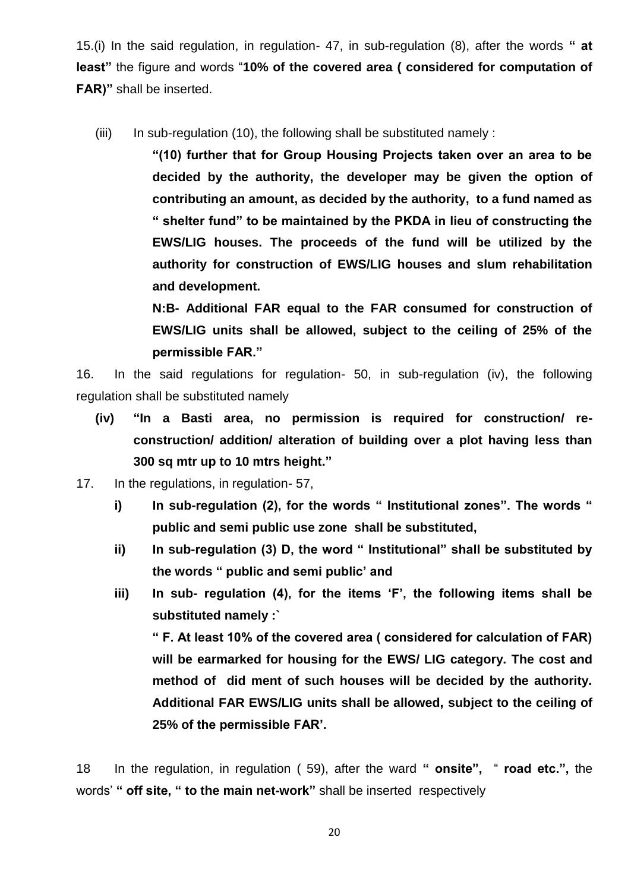15.(i) In the said regulation, in regulation- 47, in sub-regulation (8), after the words **" at least"** the figure and words "**10% of the covered area ( considered for computation of FAR)"** shall be inserted.

(iii) In sub-regulation (10), the following shall be substituted namely :

**"(10) further that for Group Housing Projects taken over an area to be decided by the authority, the developer may be given the option of contributing an amount, as decided by the authority, to a fund named as " shelter fund" to be maintained by the PKDA in lieu of constructing the EWS/LIG houses. The proceeds of the fund will be utilized by the authority for construction of EWS/LIG houses and slum rehabilitation and development.**

**N:B- Additional FAR equal to the FAR consumed for construction of EWS/LIG units shall be allowed, subject to the ceiling of 25% of the permissible FAR."**

16. In the said regulations for regulation- 50, in sub-regulation (iv), the following regulation shall be substituted namely

**(iv) "In a Basti area, no permission is required for construction/ re-construction/ addition/ alteration of building over a plot having less than 300 sq mtr up to 10 mtrs height."**

17. In the regulations, in regulation- 57,

**i) In sub-regulation (2), for the words " Institutional zones". The words " public and semi public use zone shall be substituted,**

**ii) In sub-regulation (3) D, the word " Institutional" shall be substituted by the words " public and semi public' and**

**iii) In sub- regulation (4), for the items 'F', the following items shall be substituted namely :`**

**" F. At least 10% of the covered area ( considered for calculation of FAR) will be earmarked for housing for the EWS/ LIG category. The cost and method of did ment of such houses will be decided by the authority. Additional FAR EWS/LIG units shall be allowed, subject to the ceiling of 25% of the permissible FAR'.**

18 In the regulation, in regulation ( 59), after the ward **" onsite",** " **road etc.",** the words' **" off site, " to the main net-work"** shall be inserted respectively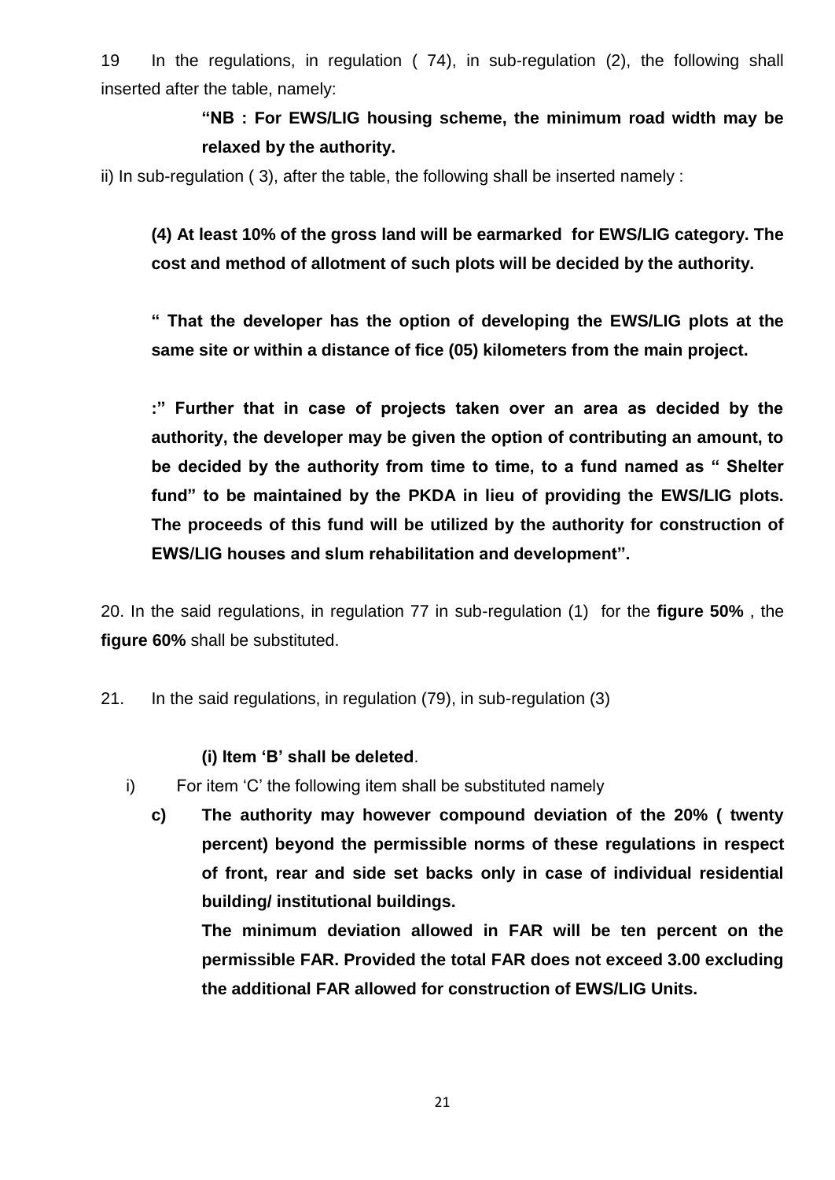19 In the regulations, in regulation ( 74), in sub-regulation (2), the following shall inserted after the table, namely:

**“NB : For EWS/LIG housing scheme, the minimum road width may be relaxed by the authority.**

ii) In sub-regulation ( 3), after the table, the following shall be inserted namely :

**(4) At least 10% of the gross land will be earmarked for EWS/LIG category. The cost and method of allotment of such plots will be decided by the authority.**

**“ That the developer has the option of developing the EWS/LIG plots at the same site or within a distance of fice (05) kilometers from the main project.**

**:” Further that in case of projects taken over an area as decided by the authority, the developer may be given the option of contributing an amount, to be decided by the authority from time to time, to a fund named as “ Shelter fund” to be maintained by the PKDA in lieu of providing the EWS/LIG plots. The proceeds of this fund will be utilized by the authority for construction of EWS/LIG houses and slum rehabilitation and development”.**

20. In the said regulations, in regulation 77 in sub-regulation (1) for the **figure 50%** , the **figure 60%** shall be substituted.

21. In the said regulations, in regulation (79), in sub-regulation (3)

**(i) Item ‘B’ shall be deleted**.

i) For item ‘C’ the following item shall be substituted namely

**c) The authority may however compound deviation of the 20% ( twenty percent) beyond the permissible norms of these regulations in respect of front, rear and side set backs only in case of individual residential building/ institutional buildings.**

**The minimum deviation allowed in FAR will be ten percent on the permissible FAR. Provided the total FAR does not exceed 3.00 excluding the additional FAR allowed for construction of EWS/LIG Units.**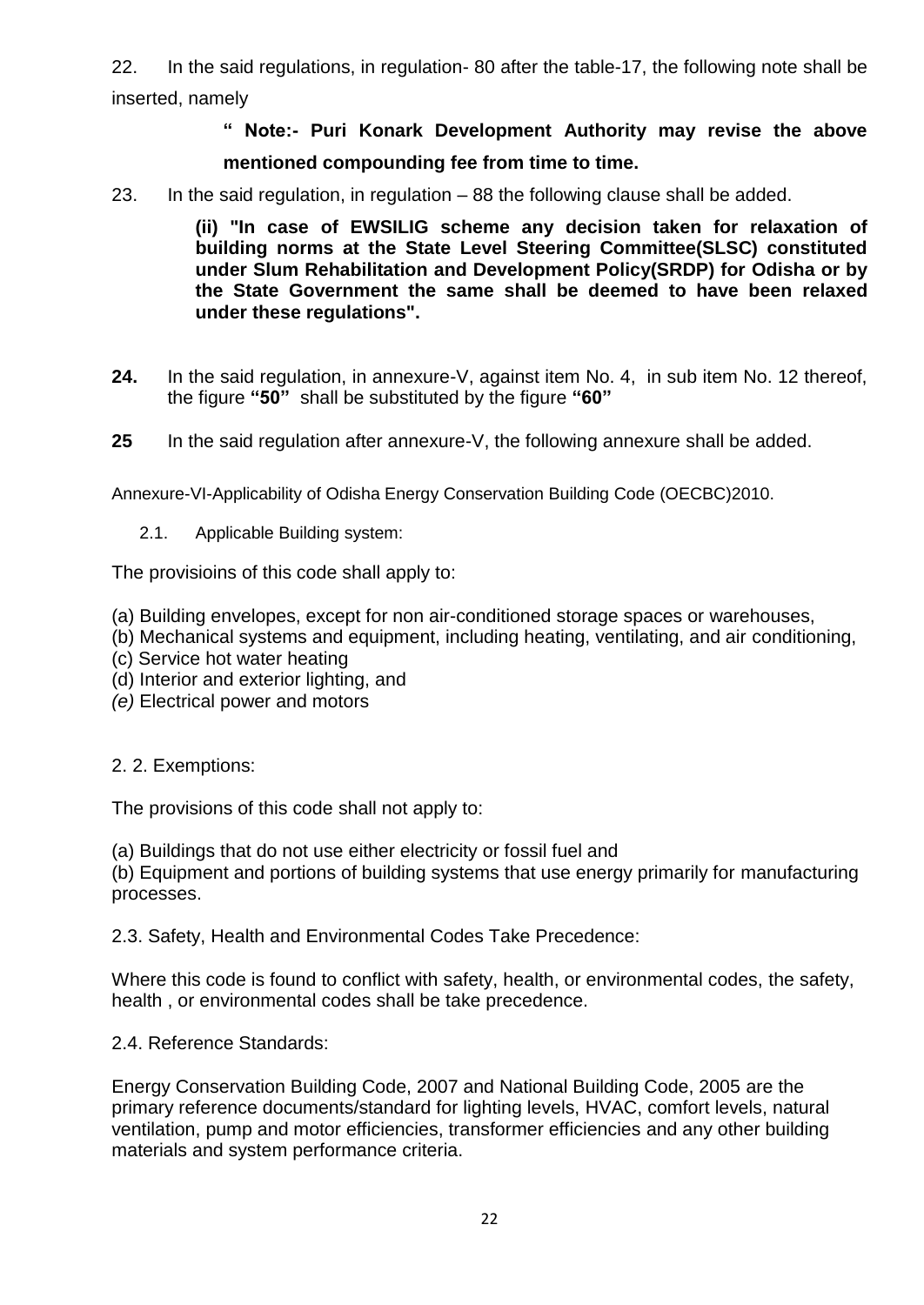22. In the said regulations, in regulation- 80 after the table-17, the following note shall be inserted, namely

> **" Note:- Puri Konark Development Authority may revise the above mentioned compounding fee from time to time.**

23. In the said regulation, in regulation – 88 the following clause shall be added.

> **(ii) "In case of EWSILIG scheme any decision taken for relaxation of building norms at the State Level Steering Committee(SLSC) constituted under Slum Rehabilitation and Development Policy(SRDP) for Odisha or by the State Government the same shall be deemed to have been relaxed under these regulations".**

**24.** In the said regulation, in annexure-V, against item No. 4, in sub item No. 12 thereof, the figure **"50"** shall be substituted by the figure **"60"**

**25** In the said regulation after annexure-V, the following annexure shall be added.

Annexure-VI-Applicability of Odisha Energy Conservation Building Code (OECBC)2010.

2.1. Applicable Building system:

The provisioins of this code shall apply to:

(a) Building envelopes, except for non air-conditioned storage spaces or warehouses,
(b) Mechanical systems and equipment, including heating, ventilating, and air conditioning,
(c) Service hot water heating
(d) Interior and exterior lighting, and
*(e)* Electrical power and motors

2. 2. Exemptions:

The provisions of this code shall not apply to:

(a) Buildings that do not use either electricity or fossil fuel and
(b) Equipment and portions of building systems that use energy primarily for manufacturing processes.

2.3. Safety, Health and Environmental Codes Take Precedence:

Where this code is found to conflict with safety, health, or environmental codes, the safety, health , or environmental codes shall be take precedence.

2.4. Reference Standards:

Energy Conservation Building Code, 2007 and National Building Code, 2005 are the primary reference documents/standard for lighting levels, HVAC, comfort levels, natural ventilation, pump and motor efficiencies, transformer efficiencies and any other building materials and system performance criteria.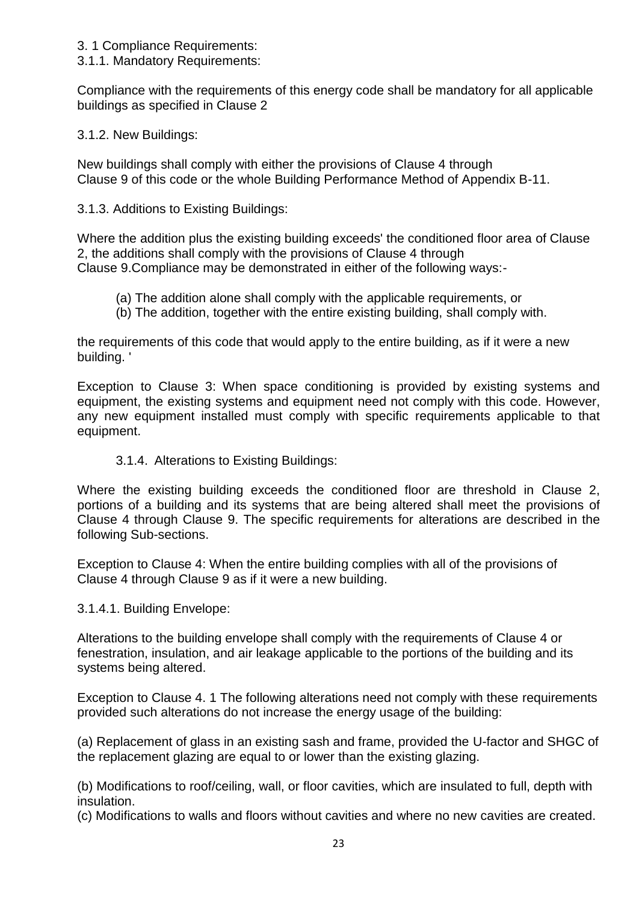3. 1 Compliance Requirements:

3.1.1. Mandatory Requirements:

Compliance with the requirements of this energy code shall be mandatory for all applicable buildings as specified in Clause 2

3.1.2. New Buildings:

New buildings shall comply with either the provisions of Clause 4 through Clause 9 of this code or the whole Building Performance Method of Appendix B-11.

3.1.3. Additions to Existing Buildings:

Where the addition plus the existing building exceeds' the conditioned floor area of Clause 2, the additions shall comply with the provisions of Clause 4 through Clause 9.Compliance may be demonstrated in either of the following ways:-

(a) The addition alone shall comply with the applicable requirements, or

(b) The addition, together with the entire existing building, shall comply with.

the requirements of this code that would apply to the entire building, as if it were a new building. '

Exception to Clause 3: When space conditioning is provided by existing systems and equipment, the existing systems and equipment need not comply with this code. However, any new equipment installed must comply with specific requirements applicable to that equipment.

3.1.4. Alterations to Existing Buildings:

Where the existing building exceeds the conditioned floor are threshold in Clause 2, portions of a building and its systems that are being altered shall meet the provisions of Clause 4 through Clause 9. The specific requirements for alterations are described in the following Sub-sections.

Exception to Clause 4: When the entire building complies with all of the provisions of Clause 4 through Clause 9 as if it were a new building.

3.1.4.1. Building Envelope:

Alterations to the building envelope shall comply with the requirements of Clause 4 or fenestration, insulation, and air leakage applicable to the portions of the building and its systems being altered.

Exception to Clause 4. 1 The following alterations need not comply with these requirements provided such alterations do not increase the energy usage of the building:

(a) Replacement of glass in an existing sash and frame, provided the U-factor and SHGC of the replacement glazing are equal to or lower than the existing glazing.

(b) Modifications to roof/ceiling, wall, or floor cavities, which are insulated to full, depth with insulation.

(c) Modifications to walls and floors without cavities and where no new cavities are created.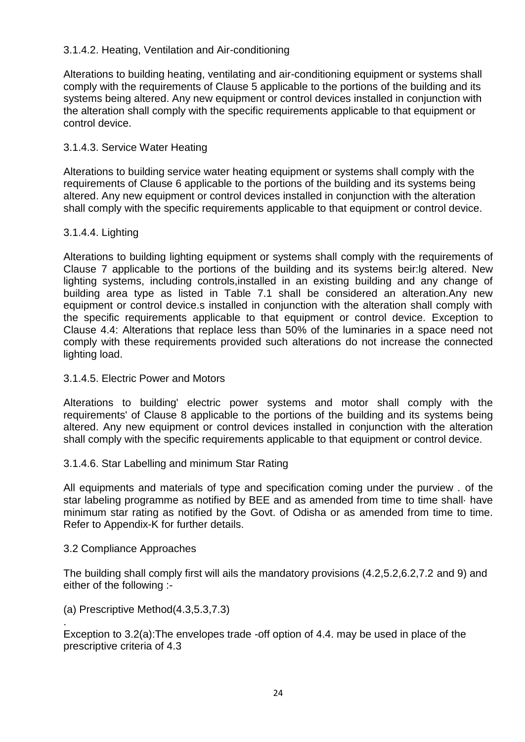#### 3.1.4.2. Heating, Ventilation and Air-conditioning

Alterations to building heating, ventilating and air-conditioning equipment or systems shall comply with the requirements of Clause 5 applicable to the portions of the building and its systems being altered. Any new equipment or control devices installed in conjunction with the alteration shall comply with the specific requirements applicable to that equipment or control device.

#### 3.1.4.3. Service Water Heating

Alterations to building service water heating equipment or systems shall comply with the requirements of Clause 6 applicable to the portions of the building and its systems being altered. Any new equipment or control devices installed in conjunction with the alteration shall comply with the specific requirements applicable to that equipment or control device.

#### 3.1.4.4. Lighting

Alterations to building lighting equipment or systems shall comply with the requirements of Clause 7 applicable to the portions of the building and its systems beir:lg altered. New lighting systems, including controls,installed in an existing building and any change of building area type as listed in Table 7.1 shall be considered an alteration.Any new equipment or control device.s installed in conjunction with the alteration shall comply with the specific requirements applicable to that equipment or control device. Exception to Clause 4.4: Alterations that replace less than 50% of the luminaries in a space need not comply with these requirements provided such alterations do not increase the connected lighting load.

#### 3.1.4.5. Electric Power and Motors

Alterations to building' electric power systems and motor shall comply with the requirements' of Clause 8 applicable to the portions of the building and its systems being altered. Any new equipment or control devices installed in conjunction with the alteration shall comply with the specific requirements applicable to that equipment or control device.

#### 3.1.4.6. Star Labelling and minimum Star Rating

All equipments and materials of type and specification coming under the purview . of the star labeling programme as notified by BEE and as amended from time to time shall· have minimum star rating as notified by the Govt. of Odisha or as amended from time to time. Refer to Appendix-K for further details.

### 3.2 Compliance Approaches

The building shall comply first will ails the mandatory provisions (4.2,5.2,6.2,7.2 and 9) and either of the following :-

(a) Prescriptive Method(4.3,5.3,7.3)

.

Exception to 3.2(a):The envelopes trade -off option of 4.4. may be used in place of the prescriptive criteria of 4.3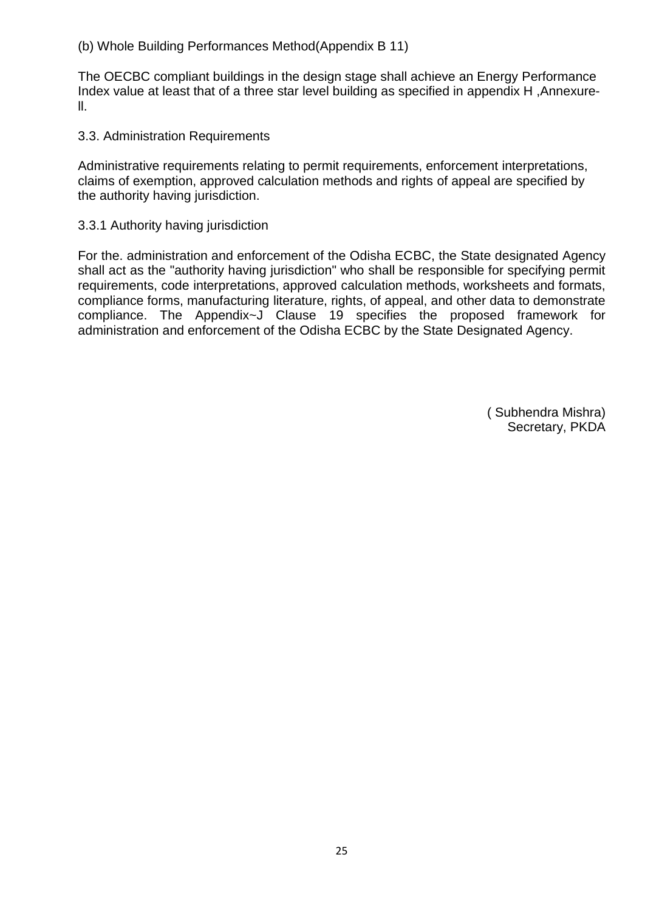(b) Whole Building Performances Method(Appendix B 11)

The OECBC compliant buildings in the design stage shall achieve an Energy Performance Index value at least that of a three star level building as specified in appendix H ,Annexure-ll.

### 3.3. Administration Requirements

Administrative requirements relating to permit requirements, enforcement interpretations, claims of exemption, approved calculation methods and rights of appeal are specified by the authority having jurisdiction.

#### 3.3.1 Authority having jurisdiction

For the. administration and enforcement of the Odisha ECBC, the State designated Agency shall act as the "authority having jurisdiction" who shall be responsible for specifying permit requirements, code interpretations, approved calculation methods, worksheets and formats, compliance forms, manufacturing literature, rights, of appeal, and other data to demonstrate compliance. The Appendix~J Clause 19 specifies the proposed framework for administration and enforcement of the Odisha ECBC by the State Designated Agency.

( Subhendra Mishra)
Secretary, PKDA